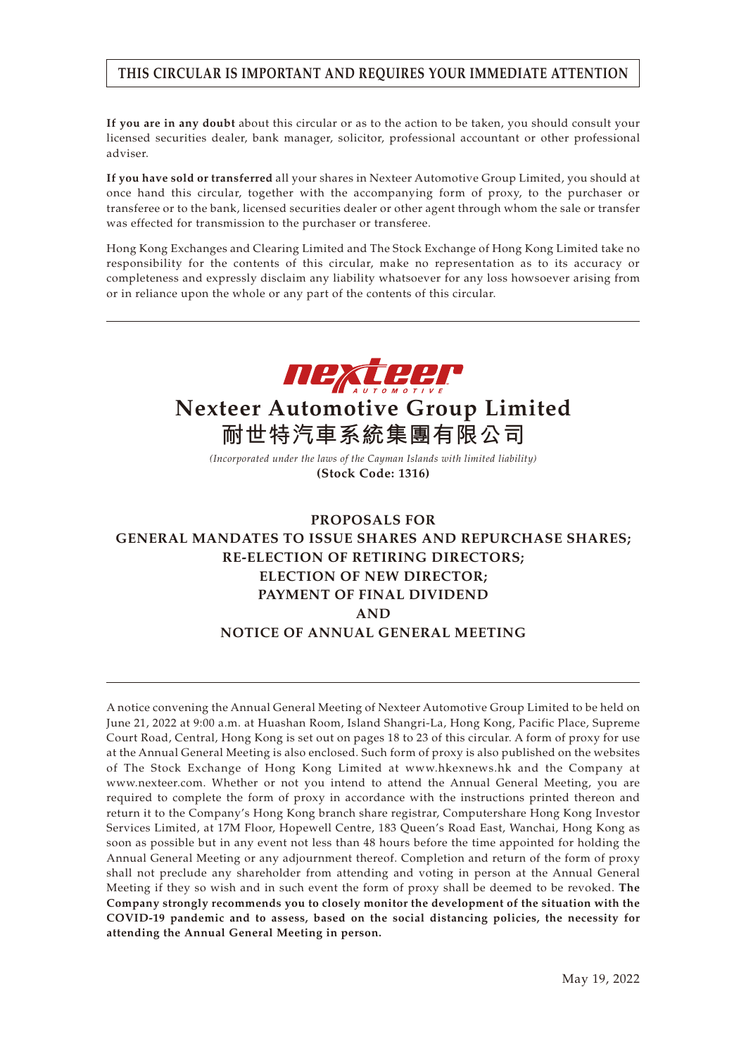**THIS CIRCULAR IS IMPORTANT AND REQUIRES YOUR IMMEDIATE ATTENTION**

**If you are in any doubt** about this circular or as to the action to be taken, you should consult your licensed securities dealer, bank manager, solicitor, professional accountant or other professional adviser.

**If you have sold or transferred** all your shares in Nexteer Automotive Group Limited, you should at once hand this circular, together with the accompanying form of proxy, to the purchaser or transferee or to the bank, licensed securities dealer or other agent through whom the sale or transfer was effected for transmission to the purchaser or transferee.

Hong Kong Exchanges and Clearing Limited and The Stock Exchange of Hong Kong Limited take no responsibility for the contents of this circular, make no representation as to its accuracy or completeness and expressly disclaim any liability whatsoever for any loss howsoever arising from or in reliance upon the whole or any part of the contents of this circular.

# Nexteer Automotive Group Limited
# 耐世特汽車系統集團有限公司

*(Incorporated under the laws of the Cayman Islands with limited liability)*

**(Stock Code: 1316)**

## PROPOSALS FOR GENERAL MANDATES TO ISSUE SHARES AND REPURCHASE SHARES; RE-ELECTION OF RETIRING DIRECTORS; ELECTION OF NEW DIRECTOR; PAYMENT OF FINAL DIVIDEND AND NOTICE OF ANNUAL GENERAL MEETING

A notice convening the Annual General Meeting of Nexteer Automotive Group Limited to be held on June 21, 2022 at 9:00 a.m. at Huashan Room, Island Shangri-La, Hong Kong, Pacific Place, Supreme Court Road, Central, Hong Kong is set out on pages 18 to 23 of this circular. A form of proxy for use at the Annual General Meeting is also enclosed. Such form of proxy is also published on the websites of The Stock Exchange of Hong Kong Limited at www.hkexnews.hk and the Company at www.nexteer.com. Whether or not you intend to attend the Annual General Meeting, you are required to complete the form of proxy in accordance with the instructions printed thereon and return it to the Company's Hong Kong branch share registrar, Computershare Hong Kong Investor Services Limited, at 17M Floor, Hopewell Centre, 183 Queen's Road East, Wanchai, Hong Kong as soon as possible but in any event not less than 48 hours before the time appointed for holding the Annual General Meeting or any adjournment thereof. Completion and return of the form of proxy shall not preclude any shareholder from attending and voting in person at the Annual General Meeting if they so wish and in such event the form of proxy shall be deemed to be revoked. **The Company strongly recommends you to closely monitor the development of the situation with the COVID-19 pandemic and to assess, based on the social distancing policies, the necessity for attending the Annual General Meeting in person.**

May 19, 2022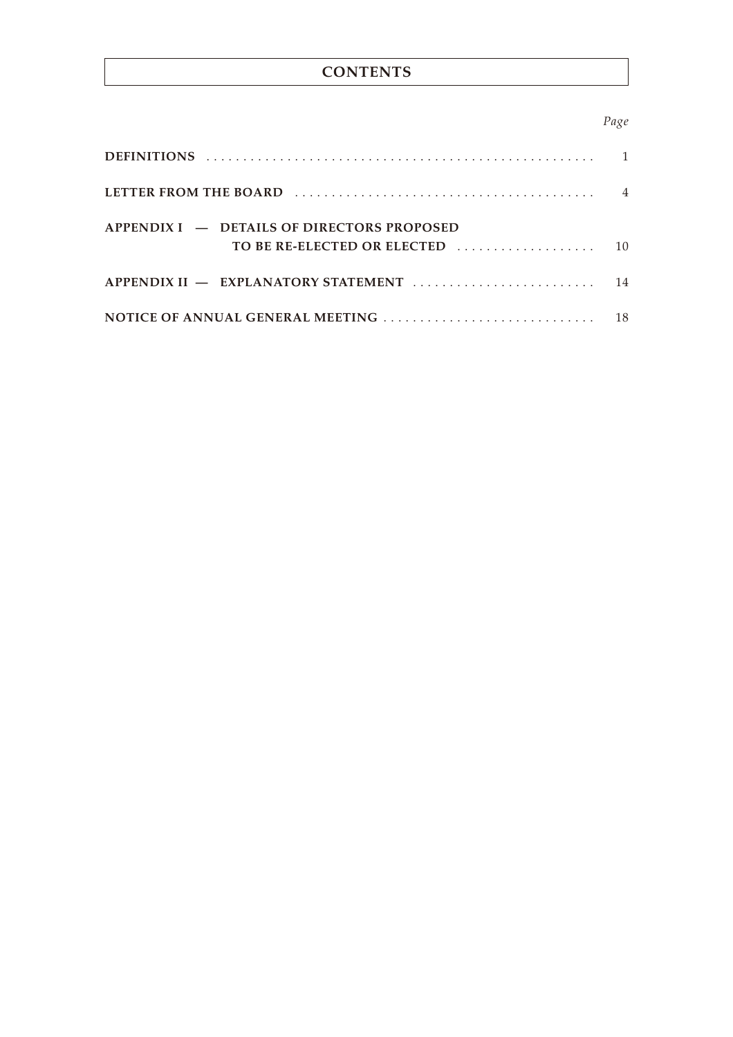# CONTENTS

| | *Page* |
|---|---|
| **DEFINITIONS** | 1 |
| **LETTER FROM THE BOARD** | 4 |
| **APPENDIX I — DETAILS OF DIRECTORS PROPOSED TO BE RE-ELECTED OR ELECTED** | 10 |
| **APPENDIX II — EXPLANATORY STATEMENT** | 14 |
| **NOTICE OF ANNUAL GENERAL MEETING** | 18 |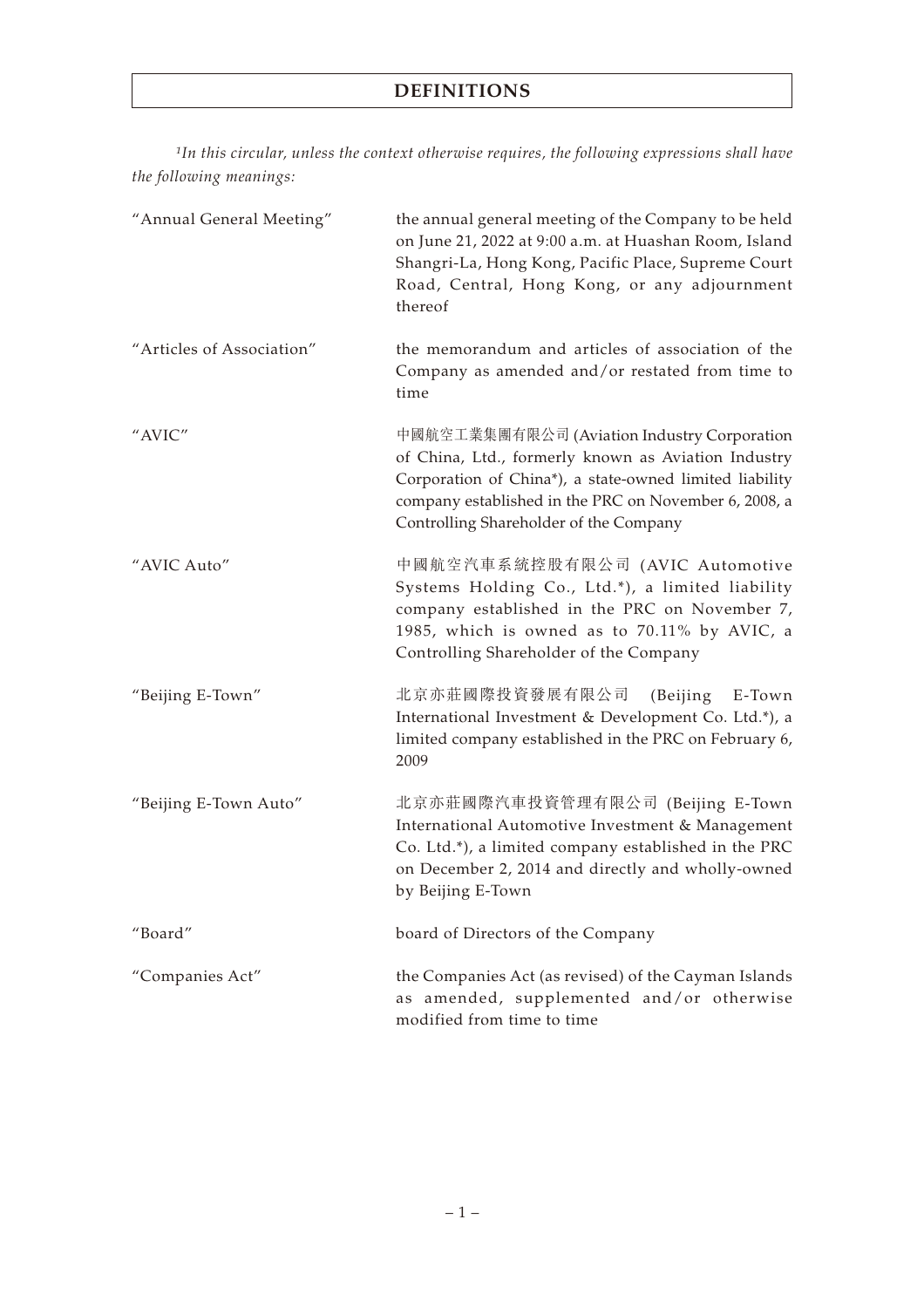# DEFINITIONS

*[1]In this circular, unless the context otherwise requires, the following expressions shall have the following meanings:*

| | |
|---|---|
| "Annual General Meeting" | the annual general meeting of the Company to be held on June 21, 2022 at 9:00 a.m. at Huashan Room, Island Shangri-La, Hong Kong, Pacific Place, Supreme Court Road, Central, Hong Kong, or any adjournment thereof |
| "Articles of Association" | the memorandum and articles of association of the Company as amended and/or restated from time to time |
| "AVIC" | 中國航空工業集團有限公司 (Aviation Industry Corporation of China, Ltd., formerly known as Aviation Industry Corporation of China*), a state-owned limited liability company established in the PRC on November 6, 2008, a Controlling Shareholder of the Company |
| "AVIC Auto" | 中國航空汽車系統控股有限公司 (AVIC Automotive Systems Holding Co., Ltd.*), a limited liability company established in the PRC on November 7, 1985, which is owned as to 70.11% by AVIC, a Controlling Shareholder of the Company |
| "Beijing E-Town" | 北京亦莊國際投資發展有限公司 (Beijing E-Town International Investment & Development Co. Ltd.*), a limited company established in the PRC on February 6, 2009 |
| "Beijing E-Town Auto" | 北京亦莊國際汽車投資管理有限公司 (Beijing E-Town International Automotive Investment & Management Co. Ltd.*), a limited company established in the PRC on December 2, 2014 and directly and wholly-owned by Beijing E-Town |
| "Board" | board of Directors of the Company |
| "Companies Act" | the Companies Act (as revised) of the Cayman Islands as amended, supplemented and/or otherwise modified from time to time |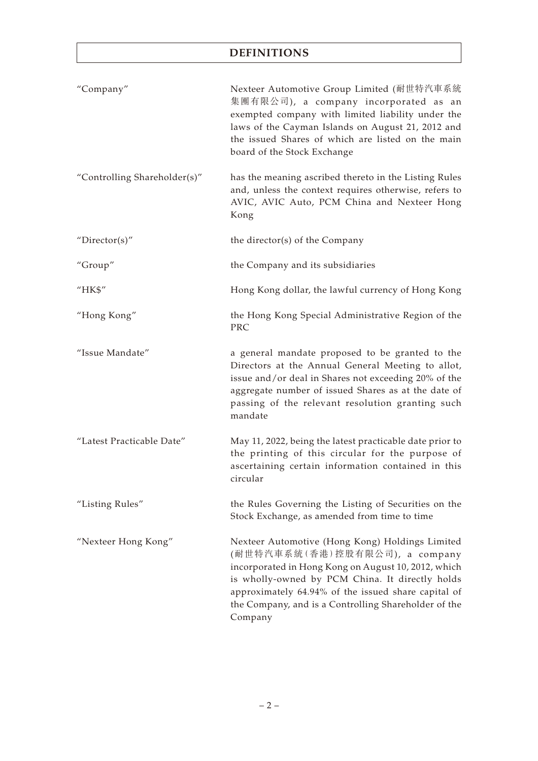# DEFINITIONS

| | |
|---|---|
| "Company" | Nexteer Automotive Group Limited (耐世特汽車系統集團有限公司), a company incorporated as an exempted company with limited liability under the laws of the Cayman Islands on August 21, 2012 and the issued Shares of which are listed on the main board of the Stock Exchange |
| "Controlling Shareholder(s)" | has the meaning ascribed thereto in the Listing Rules and, unless the context requires otherwise, refers to AVIC, AVIC Auto, PCM China and Nexteer Hong Kong |
| "Director(s)" | the director(s) of the Company |
| "Group" | the Company and its subsidiaries |
| "HK$" | Hong Kong dollar, the lawful currency of Hong Kong |
| "Hong Kong" | the Hong Kong Special Administrative Region of the PRC |
| "Issue Mandate" | a general mandate proposed to be granted to the Directors at the Annual General Meeting to allot, issue and/or deal in Shares not exceeding 20% of the aggregate number of issued Shares as at the date of passing of the relevant resolution granting such mandate |
| "Latest Practicable Date" | May 11, 2022, being the latest practicable date prior to the printing of this circular for the purpose of ascertaining certain information contained in this circular |
| "Listing Rules" | the Rules Governing the Listing of Securities on the Stock Exchange, as amended from time to time |
| "Nexteer Hong Kong" | Nexteer Automotive (Hong Kong) Holdings Limited (耐世特汽車系統(香港)控股有限公司), a company incorporated in Hong Kong on August 10, 2012, which is wholly-owned by PCM China. It directly holds approximately 64.94% of the issued share capital of the Company, and is a Controlling Shareholder of the Company |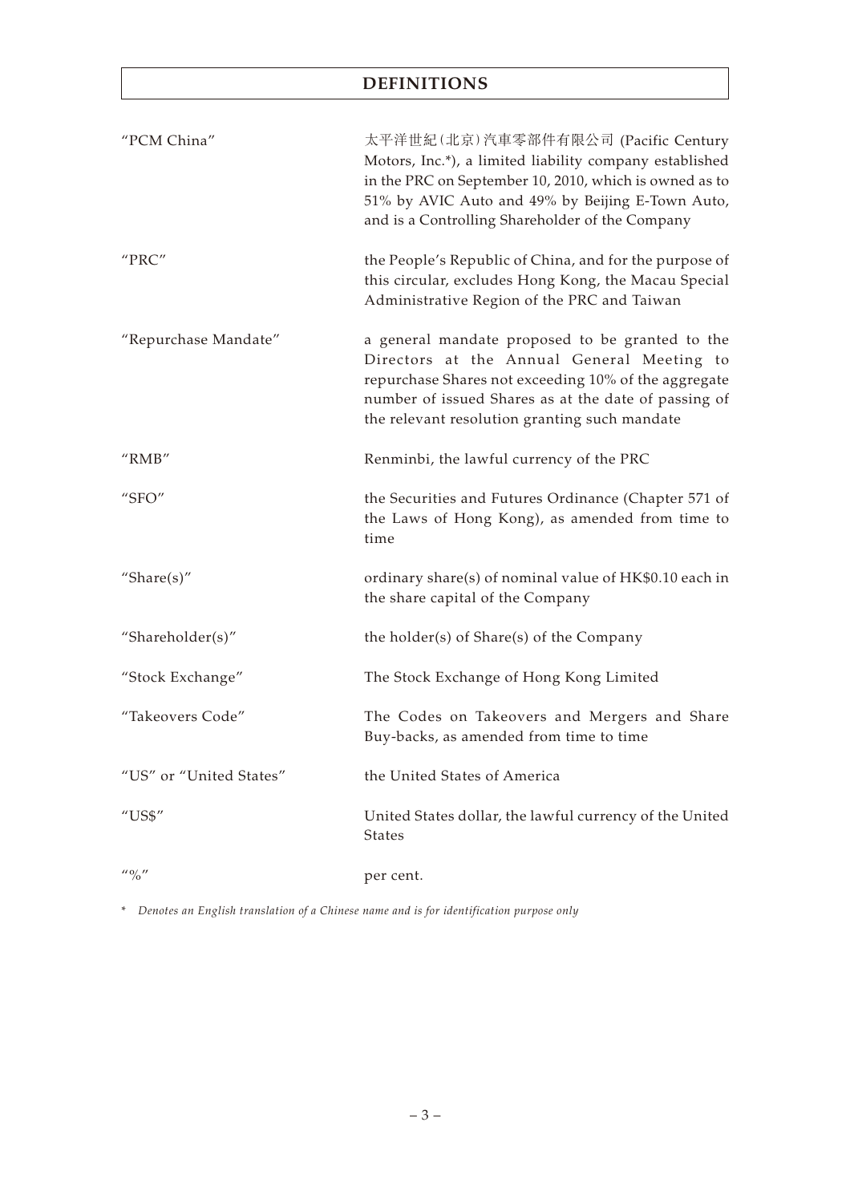## DEFINITIONS

| | |
|---|---|
| "PCM China" | 太平洋世紀(北京)汽車零部件有限公司 (Pacific Century Motors, Inc.*), a limited liability company established in the PRC on September 10, 2010, which is owned as to 51% by AVIC Auto and 49% by Beijing E-Town Auto, and is a Controlling Shareholder of the Company |
| "PRC" | the People's Republic of China, and for the purpose of this circular, excludes Hong Kong, the Macau Special Administrative Region of the PRC and Taiwan |
| "Repurchase Mandate" | a general mandate proposed to be granted to the Directors at the Annual General Meeting to repurchase Shares not exceeding 10% of the aggregate number of issued Shares as at the date of passing of the relevant resolution granting such mandate |
| "RMB" | Renminbi, the lawful currency of the PRC |
| "SFO" | the Securities and Futures Ordinance (Chapter 571 of the Laws of Hong Kong), as amended from time to time |
| "Share(s)" | ordinary share(s) of nominal value of HK$0.10 each in the share capital of the Company |
| "Shareholder(s)" | the holder(s) of Share(s) of the Company |
| "Stock Exchange" | The Stock Exchange of Hong Kong Limited |
| "Takeovers Code" | The Codes on Takeovers and Mergers and Share Buy-backs, as amended from time to time |
| "US" or "United States" | the United States of America |
| "US$" | United States dollar, the lawful currency of the United States |
| "%" | per cent. |

* *Denotes an English translation of a Chinese name and is for identification purpose only*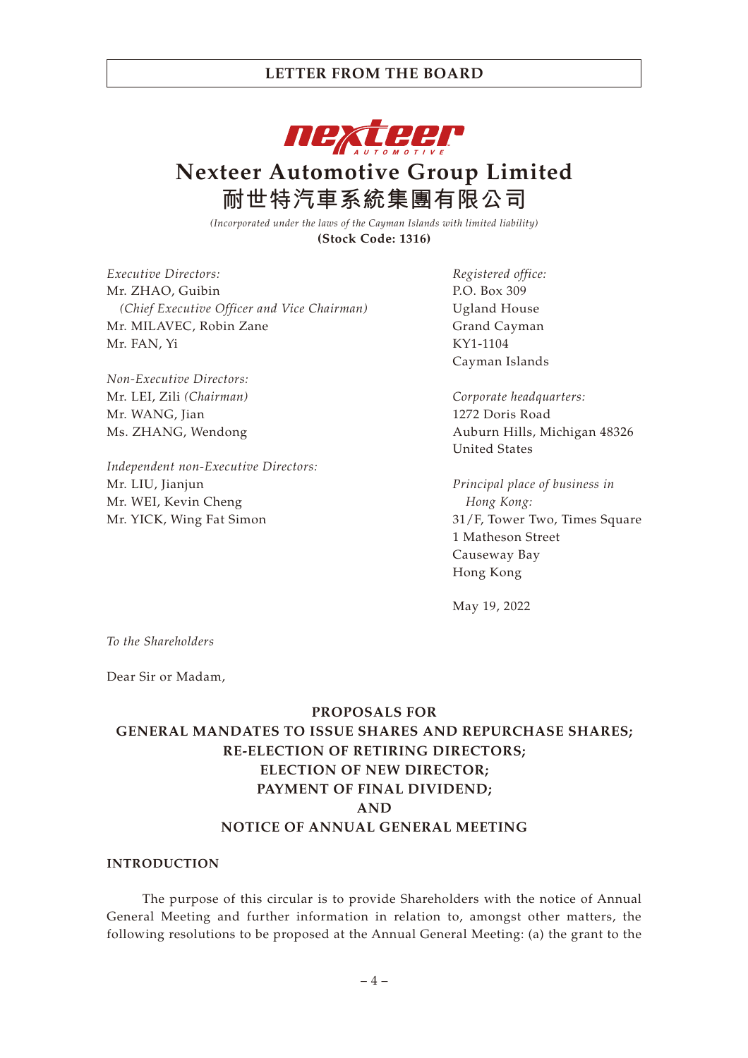Nexteer Automotive Group Limited

耐世特汽車系統集團有限公司

*(Incorporated under the laws of the Cayman Islands with limited liability)*

**(Stock Code: 1316)**

*Executive Directors:*
Mr. ZHAO, Guibin
*(Chief Executive Officer and Vice Chairman)*
Mr. MILAVEC, Robin Zane
Mr. FAN, Yi

*Non-Executive Directors:*
Mr. LEI, Zili *(Chairman)*
Mr. WANG, Jian
Ms. ZHANG, Wendong

*Independent non-Executive Directors:*
Mr. LIU, Jianjun
Mr. WEI, Kevin Cheng
Mr. YICK, Wing Fat Simon

*Registered office:*
P.O. Box 309
Ugland House
Grand Cayman
KY1-1104
Cayman Islands

*Corporate headquarters:*
1272 Doris Road
Auburn Hills, Michigan 48326
United States

*Principal place of business in Hong Kong:*
31/F, Tower Two, Times Square
1 Matheson Street
Causeway Bay
Hong Kong

May 19, 2022

*To the Shareholders*

Dear Sir or Madam,

**PROPOSALS FOR**
**GENERAL MANDATES TO ISSUE SHARES AND REPURCHASE SHARES;**
**RE-ELECTION OF RETIRING DIRECTORS;**
**ELECTION OF NEW DIRECTOR;**
**PAYMENT OF FINAL DIVIDEND;**
**AND**
**NOTICE OF ANNUAL GENERAL MEETING**

## INTRODUCTION

The purpose of this circular is to provide Shareholders with the notice of Annual General Meeting and further information in relation to, amongst other matters, the following resolutions to be proposed at the Annual General Meeting: (a) the grant to the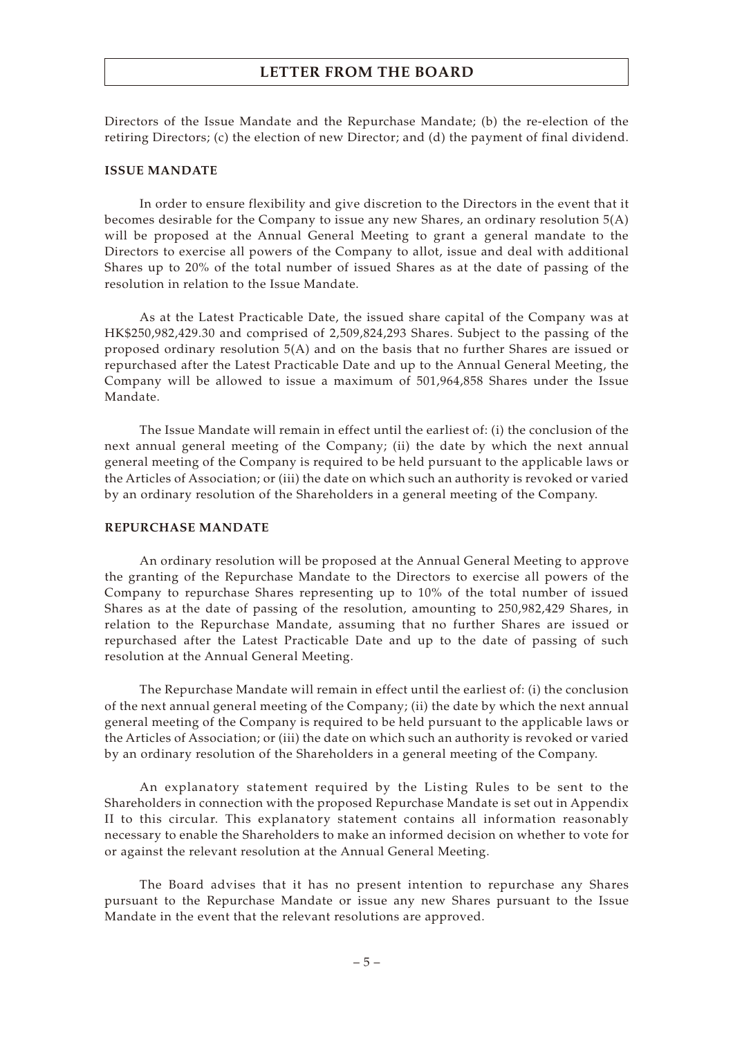Directors of the Issue Mandate and the Repurchase Mandate; (b) the re-election of the retiring Directors; (c) the election of new Director; and (d) the payment of final dividend.

## ISSUE MANDATE

In order to ensure flexibility and give discretion to the Directors in the event that it becomes desirable for the Company to issue any new Shares, an ordinary resolution 5(A) will be proposed at the Annual General Meeting to grant a general mandate to the Directors to exercise all powers of the Company to allot, issue and deal with additional Shares up to 20% of the total number of issued Shares as at the date of passing of the resolution in relation to the Issue Mandate.

As at the Latest Practicable Date, the issued share capital of the Company was at HK$250,982,429.30 and comprised of 2,509,824,293 Shares. Subject to the passing of the proposed ordinary resolution 5(A) and on the basis that no further Shares are issued or repurchased after the Latest Practicable Date and up to the Annual General Meeting, the Company will be allowed to issue a maximum of 501,964,858 Shares under the Issue Mandate.

The Issue Mandate will remain in effect until the earliest of: (i) the conclusion of the next annual general meeting of the Company; (ii) the date by which the next annual general meeting of the Company is required to be held pursuant to the applicable laws or the Articles of Association; or (iii) the date on which such an authority is revoked or varied by an ordinary resolution of the Shareholders in a general meeting of the Company.

## REPURCHASE MANDATE

An ordinary resolution will be proposed at the Annual General Meeting to approve the granting of the Repurchase Mandate to the Directors to exercise all powers of the Company to repurchase Shares representing up to 10% of the total number of issued Shares as at the date of passing of the resolution, amounting to 250,982,429 Shares, in relation to the Repurchase Mandate, assuming that no further Shares are issued or repurchased after the Latest Practicable Date and up to the date of passing of such resolution at the Annual General Meeting.

The Repurchase Mandate will remain in effect until the earliest of: (i) the conclusion of the next annual general meeting of the Company; (ii) the date by which the next annual general meeting of the Company is required to be held pursuant to the applicable laws or the Articles of Association; or (iii) the date on which such an authority is revoked or varied by an ordinary resolution of the Shareholders in a general meeting of the Company.

An explanatory statement required by the Listing Rules to be sent to the Shareholders in connection with the proposed Repurchase Mandate is set out in Appendix II to this circular. This explanatory statement contains all information reasonably necessary to enable the Shareholders to make an informed decision on whether to vote for or against the relevant resolution at the Annual General Meeting.

The Board advises that it has no present intention to repurchase any Shares pursuant to the Repurchase Mandate or issue any new Shares pursuant to the Issue Mandate in the event that the relevant resolutions are approved.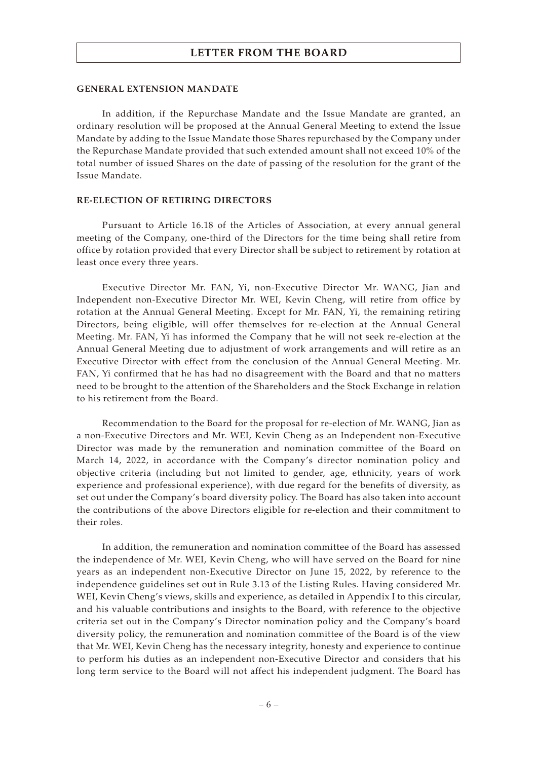## GENERAL EXTENSION MANDATE

In addition, if the Repurchase Mandate and the Issue Mandate are granted, an ordinary resolution will be proposed at the Annual General Meeting to extend the Issue Mandate by adding to the Issue Mandate those Shares repurchased by the Company under the Repurchase Mandate provided that such extended amount shall not exceed 10% of the total number of issued Shares on the date of passing of the resolution for the grant of the Issue Mandate.

## RE-ELECTION OF RETIRING DIRECTORS

Pursuant to Article 16.18 of the Articles of Association, at every annual general meeting of the Company, one-third of the Directors for the time being shall retire from office by rotation provided that every Director shall be subject to retirement by rotation at least once every three years.

Executive Director Mr. FAN, Yi, non-Executive Director Mr. WANG, Jian and Independent non-Executive Director Mr. WEI, Kevin Cheng, will retire from office by rotation at the Annual General Meeting. Except for Mr. FAN, Yi, the remaining retiring Directors, being eligible, will offer themselves for re-election at the Annual General Meeting. Mr. FAN, Yi has informed the Company that he will not seek re-election at the Annual General Meeting due to adjustment of work arrangements and will retire as an Executive Director with effect from the conclusion of the Annual General Meeting. Mr. FAN, Yi confirmed that he has had no disagreement with the Board and that no matters need to be brought to the attention of the Shareholders and the Stock Exchange in relation to his retirement from the Board.

Recommendation to the Board for the proposal for re-election of Mr. WANG, Jian as a non-Executive Directors and Mr. WEI, Kevin Cheng as an Independent non-Executive Director was made by the remuneration and nomination committee of the Board on March 14, 2022, in accordance with the Company's director nomination policy and objective criteria (including but not limited to gender, age, ethnicity, years of work experience and professional experience), with due regard for the benefits of diversity, as set out under the Company's board diversity policy. The Board has also taken into account the contributions of the above Directors eligible for re-election and their commitment to their roles.

In addition, the remuneration and nomination committee of the Board has assessed the independence of Mr. WEI, Kevin Cheng, who will have served on the Board for nine years as an independent non-Executive Director on June 15, 2022, by reference to the independence guidelines set out in Rule 3.13 of the Listing Rules. Having considered Mr. WEI, Kevin Cheng's views, skills and experience, as detailed in Appendix I to this circular, and his valuable contributions and insights to the Board, with reference to the objective criteria set out in the Company's Director nomination policy and the Company's board diversity policy, the remuneration and nomination committee of the Board is of the view that Mr. WEI, Kevin Cheng has the necessary integrity, honesty and experience to continue to perform his duties as an independent non-Executive Director and considers that his long term service to the Board will not affect his independent judgment. The Board has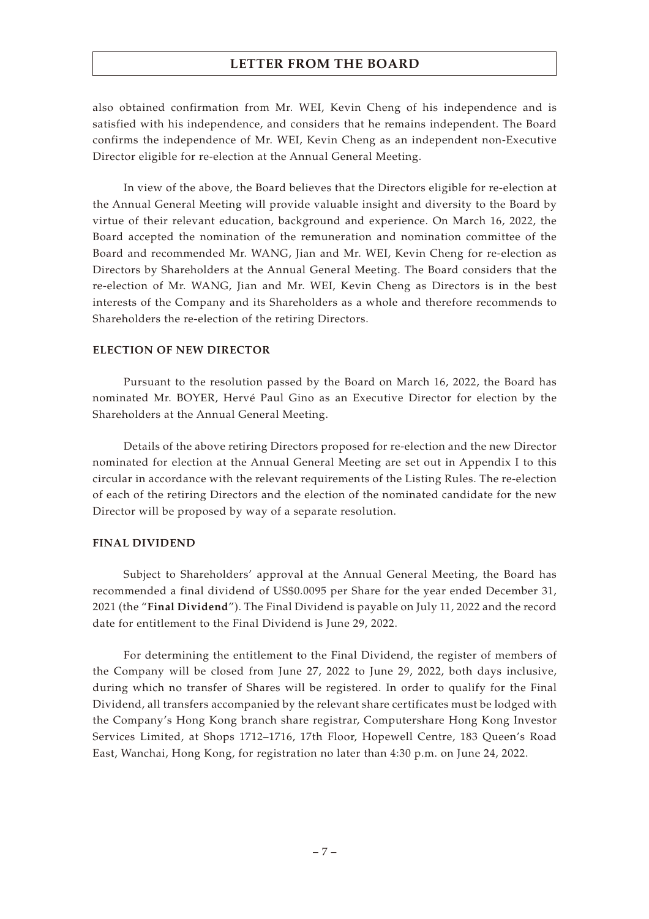also obtained confirmation from Mr. WEI, Kevin Cheng of his independence and is satisfied with his independence, and considers that he remains independent. The Board confirms the independence of Mr. WEI, Kevin Cheng as an independent non-Executive Director eligible for re-election at the Annual General Meeting.

In view of the above, the Board believes that the Directors eligible for re-election at the Annual General Meeting will provide valuable insight and diversity to the Board by virtue of their relevant education, background and experience. On March 16, 2022, the Board accepted the nomination of the remuneration and nomination committee of the Board and recommended Mr. WANG, Jian and Mr. WEI, Kevin Cheng for re-election as Directors by Shareholders at the Annual General Meeting. The Board considers that the re-election of Mr. WANG, Jian and Mr. WEI, Kevin Cheng as Directors is in the best interests of the Company and its Shareholders as a whole and therefore recommends to Shareholders the re-election of the retiring Directors.

## ELECTION OF NEW DIRECTOR

Pursuant to the resolution passed by the Board on March 16, 2022, the Board has nominated Mr. BOYER, Hervé Paul Gino as an Executive Director for election by the Shareholders at the Annual General Meeting.

Details of the above retiring Directors proposed for re-election and the new Director nominated for election at the Annual General Meeting are set out in Appendix I to this circular in accordance with the relevant requirements of the Listing Rules. The re-election of each of the retiring Directors and the election of the nominated candidate for the new Director will be proposed by way of a separate resolution.

## FINAL DIVIDEND

Subject to Shareholders' approval at the Annual General Meeting, the Board has recommended a final dividend of US$0.0095 per Share for the year ended December 31, 2021 (the "**Final Dividend**"). The Final Dividend is payable on July 11, 2022 and the record date for entitlement to the Final Dividend is June 29, 2022.

For determining the entitlement to the Final Dividend, the register of members of the Company will be closed from June 27, 2022 to June 29, 2022, both days inclusive, during which no transfer of Shares will be registered. In order to qualify for the Final Dividend, all transfers accompanied by the relevant share certificates must be lodged with the Company's Hong Kong branch share registrar, Computershare Hong Kong Investor Services Limited, at Shops 1712–1716, 17th Floor, Hopewell Centre, 183 Queen's Road East, Wanchai, Hong Kong, for registration no later than 4:30 p.m. on June 24, 2022.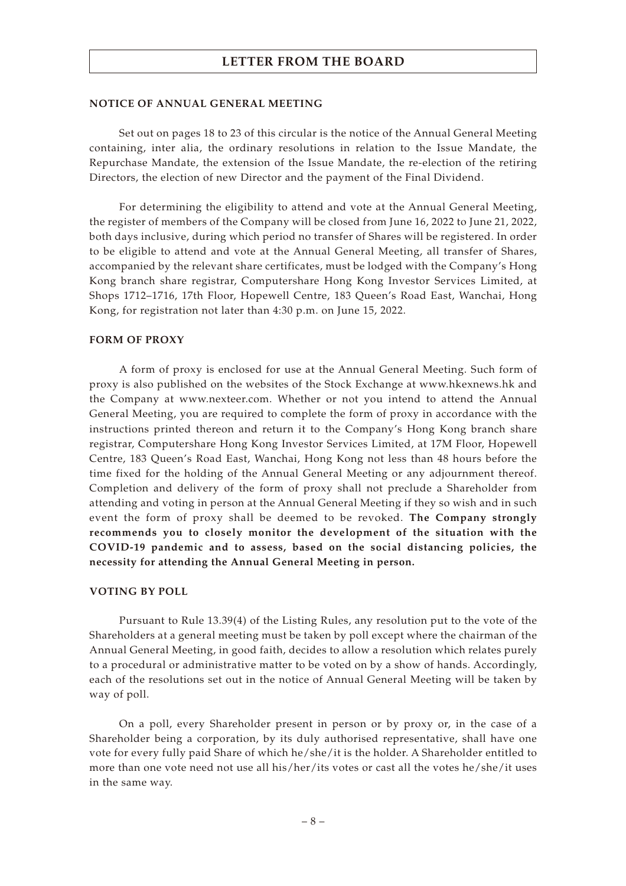## NOTICE OF ANNUAL GENERAL MEETING

Set out on pages 18 to 23 of this circular is the notice of the Annual General Meeting containing, inter alia, the ordinary resolutions in relation to the Issue Mandate, the Repurchase Mandate, the extension of the Issue Mandate, the re-election of the retiring Directors, the election of new Director and the payment of the Final Dividend.

For determining the eligibility to attend and vote at the Annual General Meeting, the register of members of the Company will be closed from June 16, 2022 to June 21, 2022, both days inclusive, during which period no transfer of Shares will be registered. In order to be eligible to attend and vote at the Annual General Meeting, all transfer of Shares, accompanied by the relevant share certificates, must be lodged with the Company's Hong Kong branch share registrar, Computershare Hong Kong Investor Services Limited, at Shops 1712–1716, 17th Floor, Hopewell Centre, 183 Queen's Road East, Wanchai, Hong Kong, for registration not later than 4:30 p.m. on June 15, 2022.

## FORM OF PROXY

A form of proxy is enclosed for use at the Annual General Meeting. Such form of proxy is also published on the websites of the Stock Exchange at www.hkexnews.hk and the Company at www.nexteer.com. Whether or not you intend to attend the Annual General Meeting, you are required to complete the form of proxy in accordance with the instructions printed thereon and return it to the Company's Hong Kong branch share registrar, Computershare Hong Kong Investor Services Limited, at 17M Floor, Hopewell Centre, 183 Queen's Road East, Wanchai, Hong Kong not less than 48 hours before the time fixed for the holding of the Annual General Meeting or any adjournment thereof. Completion and delivery of the form of proxy shall not preclude a Shareholder from attending and voting in person at the Annual General Meeting if they so wish and in such event the form of proxy shall be deemed to be revoked. **The Company strongly recommends you to closely monitor the development of the situation with the COVID-19 pandemic and to assess, based on the social distancing policies, the necessity for attending the Annual General Meeting in person.**

## VOTING BY POLL

Pursuant to Rule 13.39(4) of the Listing Rules, any resolution put to the vote of the Shareholders at a general meeting must be taken by poll except where the chairman of the Annual General Meeting, in good faith, decides to allow a resolution which relates purely to a procedural or administrative matter to be voted on by a show of hands. Accordingly, each of the resolutions set out in the notice of Annual General Meeting will be taken by way of poll.

On a poll, every Shareholder present in person or by proxy or, in the case of a Shareholder being a corporation, by its duly authorised representative, shall have one vote for every fully paid Share of which he/she/it is the holder. A Shareholder entitled to more than one vote need not use all his/her/its votes or cast all the votes he/she/it uses in the same way.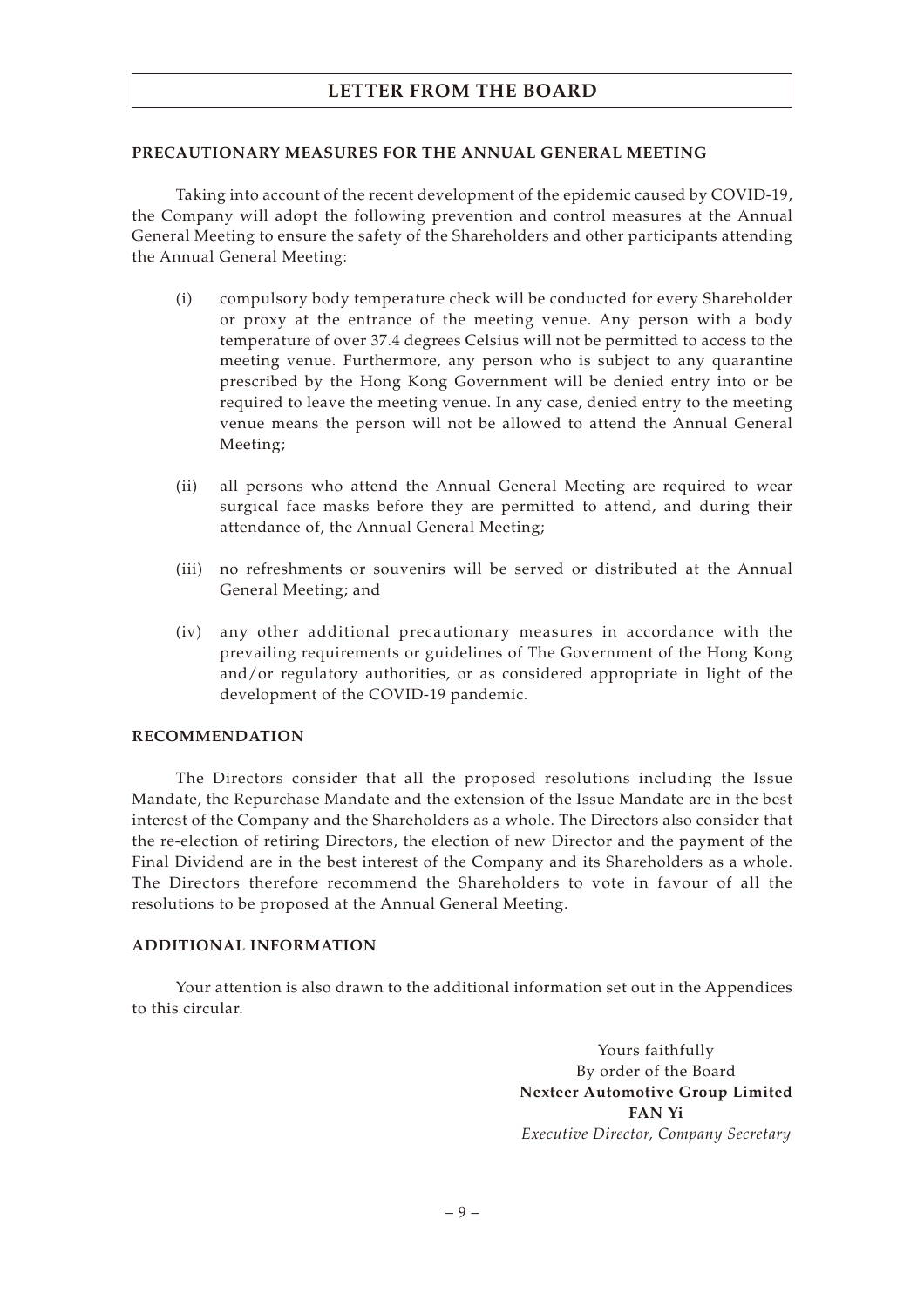## LETTER FROM THE BOARD

### PRECAUTIONARY MEASURES FOR THE ANNUAL GENERAL MEETING

Taking into account of the recent development of the epidemic caused by COVID-19, the Company will adopt the following prevention and control measures at the Annual General Meeting to ensure the safety of the Shareholders and other participants attending the Annual General Meeting:

(i) compulsory body temperature check will be conducted for every Shareholder or proxy at the entrance of the meeting venue. Any person with a body temperature of over 37.4 degrees Celsius will not be permitted to access to the meeting venue. Furthermore, any person who is subject to any quarantine prescribed by the Hong Kong Government will be denied entry into or be required to leave the meeting venue. In any case, denied entry to the meeting venue means the person will not be allowed to attend the Annual General Meeting;

(ii) all persons who attend the Annual General Meeting are required to wear surgical face masks before they are permitted to attend, and during their attendance of, the Annual General Meeting;

(iii) no refreshments or souvenirs will be served or distributed at the Annual General Meeting; and

(iv) any other additional precautionary measures in accordance with the prevailing requirements or guidelines of The Government of the Hong Kong and/or regulatory authorities, or as considered appropriate in light of the development of the COVID-19 pandemic.

### RECOMMENDATION

The Directors consider that all the proposed resolutions including the Issue Mandate, the Repurchase Mandate and the extension of the Issue Mandate are in the best interest of the Company and the Shareholders as a whole. The Directors also consider that the re-election of retiring Directors, the election of new Director and the payment of the Final Dividend are in the best interest of the Company and its Shareholders as a whole. The Directors therefore recommend the Shareholders to vote in favour of all the resolutions to be proposed at the Annual General Meeting.

### ADDITIONAL INFORMATION

Your attention is also drawn to the additional information set out in the Appendices to this circular.

Yours faithfully
By order of the Board
**Nexteer Automotive Group Limited**
**FAN Yi**
*Executive Director, Company Secretary*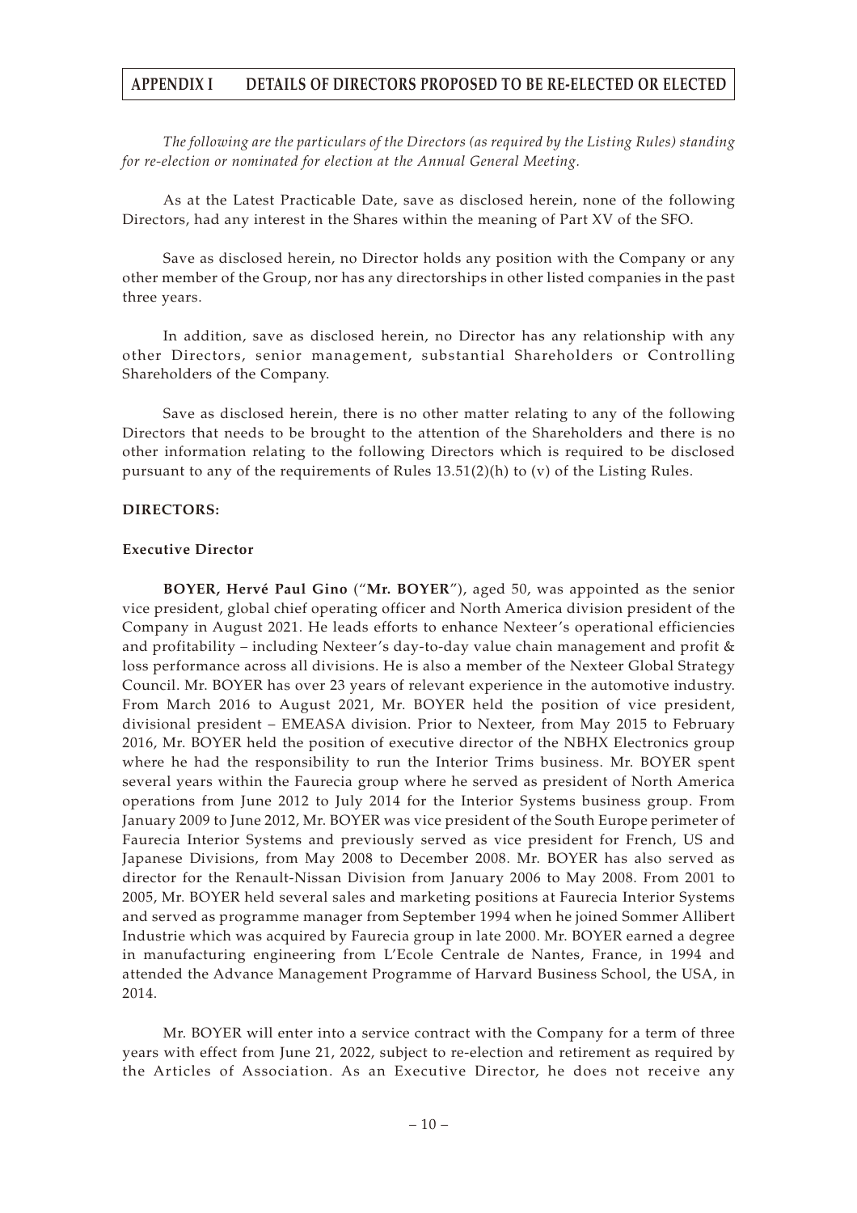## APPENDIX I DETAILS OF DIRECTORS PROPOSED TO BE RE-ELECTED OR ELECTED

*The following are the particulars of the Directors (as required by the Listing Rules) standing for re-election or nominated for election at the Annual General Meeting.*

As at the Latest Practicable Date, save as disclosed herein, none of the following Directors, had any interest in the Shares within the meaning of Part XV of the SFO.

Save as disclosed herein, no Director holds any position with the Company or any other member of the Group, nor has any directorships in other listed companies in the past three years.

In addition, save as disclosed herein, no Director has any relationship with any other Directors, senior management, substantial Shareholders or Controlling Shareholders of the Company.

Save as disclosed herein, there is no other matter relating to any of the following Directors that needs to be brought to the attention of the Shareholders and there is no other information relating to the following Directors which is required to be disclosed pursuant to any of the requirements of Rules 13.51(2)(h) to (v) of the Listing Rules.

**DIRECTORS:**

**Executive Director**

**BOYER, Hervé Paul Gino** ("**Mr. BOYER**"), aged 50, was appointed as the senior vice president, global chief operating officer and North America division president of the Company in August 2021. He leads efforts to enhance Nexteer's operational efficiencies and profitability – including Nexteer's day-to-day value chain management and profit & loss performance across all divisions. He is also a member of the Nexteer Global Strategy Council. Mr. BOYER has over 23 years of relevant experience in the automotive industry. From March 2016 to August 2021, Mr. BOYER held the position of vice president, divisional president – EMEASA division. Prior to Nexteer, from May 2015 to February 2016, Mr. BOYER held the position of executive director of the NBHX Electronics group where he had the responsibility to run the Interior Trims business. Mr. BOYER spent several years within the Faurecia group where he served as president of North America operations from June 2012 to July 2014 for the Interior Systems business group. From January 2009 to June 2012, Mr. BOYER was vice president of the South Europe perimeter of Faurecia Interior Systems and previously served as vice president for French, US and Japanese Divisions, from May 2008 to December 2008. Mr. BOYER has also served as director for the Renault-Nissan Division from January 2006 to May 2008. From 2001 to 2005, Mr. BOYER held several sales and marketing positions at Faurecia Interior Systems and served as programme manager from September 1994 when he joined Sommer Allibert Industrie which was acquired by Faurecia group in late 2000. Mr. BOYER earned a degree in manufacturing engineering from L'Ecole Centrale de Nantes, France, in 1994 and attended the Advance Management Programme of Harvard Business School, the USA, in 2014.

Mr. BOYER will enter into a service contract with the Company for a term of three years with effect from June 21, 2022, subject to re-election and retirement as required by the Articles of Association. As an Executive Director, he does not receive any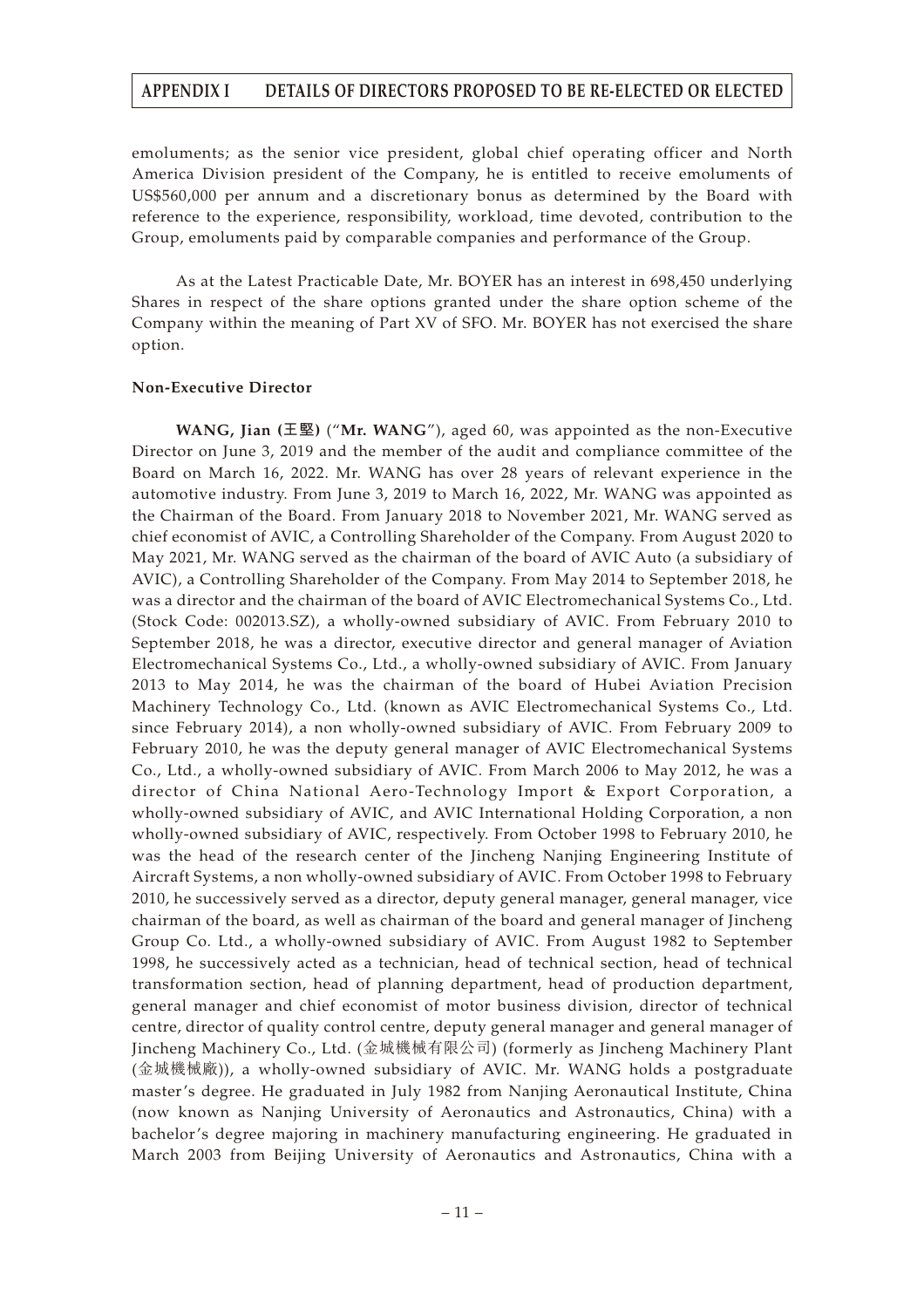emoluments; as the senior vice president, global chief operating officer and North America Division president of the Company, he is entitled to receive emoluments of US$560,000 per annum and a discretionary bonus as determined by the Board with reference to the experience, responsibility, workload, time devoted, contribution to the Group, emoluments paid by comparable companies and performance of the Group.

As at the Latest Practicable Date, Mr. BOYER has an interest in 698,450 underlying Shares in respect of the share options granted under the share option scheme of the Company within the meaning of Part XV of SFO. Mr. BOYER has not exercised the share option.

**Non-Executive Director**

**WANG, Jian (王堅)** ("**Mr. WANG**"), aged 60, was appointed as the non-Executive Director on June 3, 2019 and the member of the audit and compliance committee of the Board on March 16, 2022. Mr. WANG has over 28 years of relevant experience in the automotive industry. From June 3, 2019 to March 16, 2022, Mr. WANG was appointed as the Chairman of the Board. From January 2018 to November 2021, Mr. WANG served as chief economist of AVIC, a Controlling Shareholder of the Company. From August 2020 to May 2021, Mr. WANG served as the chairman of the board of AVIC Auto (a subsidiary of AVIC), a Controlling Shareholder of the Company. From May 2014 to September 2018, he was a director and the chairman of the board of AVIC Electromechanical Systems Co., Ltd. (Stock Code: 002013.SZ), a wholly-owned subsidiary of AVIC. From February 2010 to September 2018, he was a director, executive director and general manager of Aviation Electromechanical Systems Co., Ltd., a wholly-owned subsidiary of AVIC. From January 2013 to May 2014, he was the chairman of the board of Hubei Aviation Precision Machinery Technology Co., Ltd. (known as AVIC Electromechanical Systems Co., Ltd. since February 2014), a non wholly-owned subsidiary of AVIC. From February 2009 to February 2010, he was the deputy general manager of AVIC Electromechanical Systems Co., Ltd., a wholly-owned subsidiary of AVIC. From March 2006 to May 2012, he was a director of China National Aero-Technology Import & Export Corporation, a wholly-owned subsidiary of AVIC, and AVIC International Holding Corporation, a non wholly-owned subsidiary of AVIC, respectively. From October 1998 to February 2010, he was the head of the research center of the Jincheng Nanjing Engineering Institute of Aircraft Systems, a non wholly-owned subsidiary of AVIC. From October 1998 to February 2010, he successively served as a director, deputy general manager, general manager, vice chairman of the board, as well as chairman of the board and general manager of Jincheng Group Co. Ltd., a wholly-owned subsidiary of AVIC. From August 1982 to September 1998, he successively acted as a technician, head of technical section, head of technical transformation section, head of planning department, head of production department, general manager and chief economist of motor business division, director of technical centre, director of quality control centre, deputy general manager and general manager of Jincheng Machinery Co., Ltd. (金城機械有限公司) (formerly as Jincheng Machinery Plant (金城機械廠)), a wholly-owned subsidiary of AVIC. Mr. WANG holds a postgraduate master's degree. He graduated in July 1982 from Nanjing Aeronautical Institute, China (now known as Nanjing University of Aeronautics and Astronautics, China) with a bachelor's degree majoring in machinery manufacturing engineering. He graduated in March 2003 from Beijing University of Aeronautics and Astronautics, China with a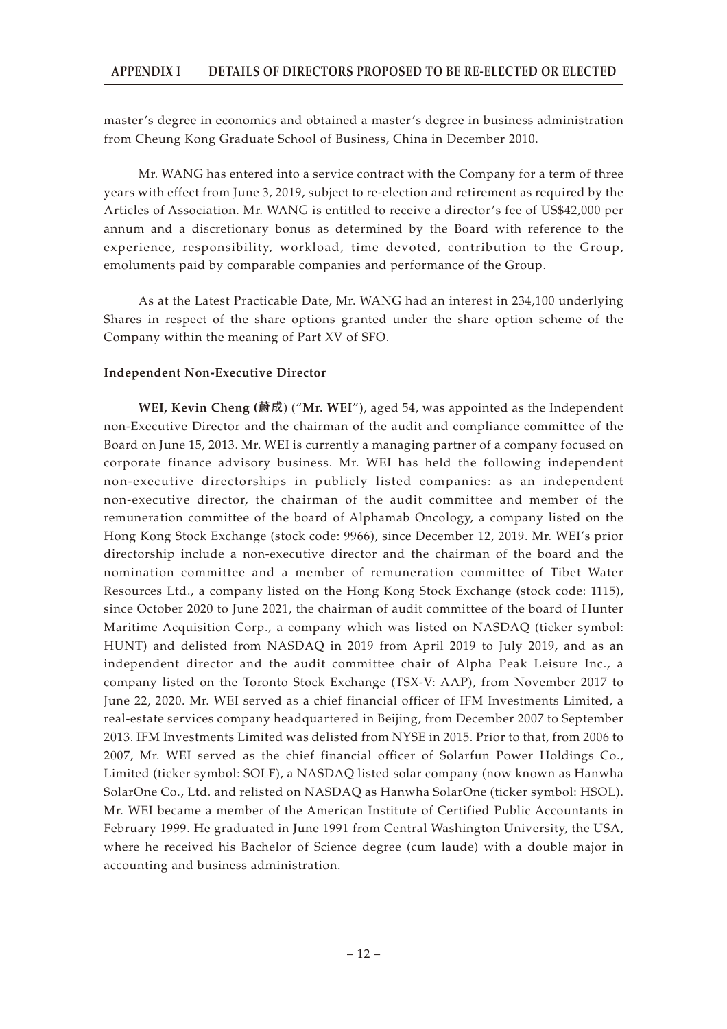master's degree in economics and obtained a master's degree in business administration from Cheung Kong Graduate School of Business, China in December 2010.

Mr. WANG has entered into a service contract with the Company for a term of three years with effect from June 3, 2019, subject to re-election and retirement as required by the Articles of Association. Mr. WANG is entitled to receive a director's fee of US$42,000 per annum and a discretionary bonus as determined by the Board with reference to the experience, responsibility, workload, time devoted, contribution to the Group, emoluments paid by comparable companies and performance of the Group.

As at the Latest Practicable Date, Mr. WANG had an interest in 234,100 underlying Shares in respect of the share options granted under the share option scheme of the Company within the meaning of Part XV of SFO.

**Independent Non-Executive Director**

**WEI, Kevin Cheng (蔚成)** ("**Mr. WEI**"), aged 54, was appointed as the Independent non-Executive Director and the chairman of the audit and compliance committee of the Board on June 15, 2013. Mr. WEI is currently a managing partner of a company focused on corporate finance advisory business. Mr. WEI has held the following independent non-executive directorships in publicly listed companies: as an independent non-executive director, the chairman of the audit committee and member of the remuneration committee of the board of Alphamab Oncology, a company listed on the Hong Kong Stock Exchange (stock code: 9966), since December 12, 2019. Mr. WEI's prior directorship include a non-executive director and the chairman of the board and the nomination committee and a member of remuneration committee of Tibet Water Resources Ltd., a company listed on the Hong Kong Stock Exchange (stock code: 1115), since October 2020 to June 2021, the chairman of audit committee of the board of Hunter Maritime Acquisition Corp., a company which was listed on NASDAQ (ticker symbol: HUNT) and delisted from NASDAQ in 2019 from April 2019 to July 2019, and as an independent director and the audit committee chair of Alpha Peak Leisure Inc., a company listed on the Toronto Stock Exchange (TSX-V: AAP), from November 2017 to June 22, 2020. Mr. WEI served as a chief financial officer of IFM Investments Limited, a real-estate services company headquartered in Beijing, from December 2007 to September 2013. IFM Investments Limited was delisted from NYSE in 2015. Prior to that, from 2006 to 2007, Mr. WEI served as the chief financial officer of Solarfun Power Holdings Co., Limited (ticker symbol: SOLF), a NASDAQ listed solar company (now known as Hanwha SolarOne Co., Ltd. and relisted on NASDAQ as Hanwha SolarOne (ticker symbol: HSOL). Mr. WEI became a member of the American Institute of Certified Public Accountants in February 1999. He graduated in June 1991 from Central Washington University, the USA, where he received his Bachelor of Science degree (cum laude) with a double major in accounting and business administration.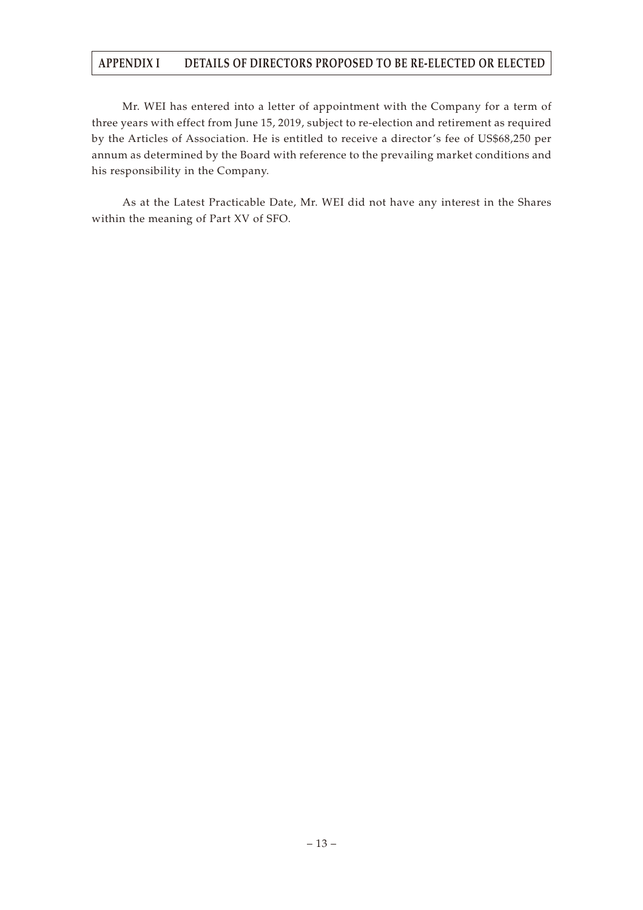Mr. WEI has entered into a letter of appointment with the Company for a term of three years with effect from June 15, 2019, subject to re-election and retirement as required by the Articles of Association. He is entitled to receive a director's fee of US$68,250 per annum as determined by the Board with reference to the prevailing market conditions and his responsibility in the Company.

As at the Latest Practicable Date, Mr. WEI did not have any interest in the Shares within the meaning of Part XV of SFO.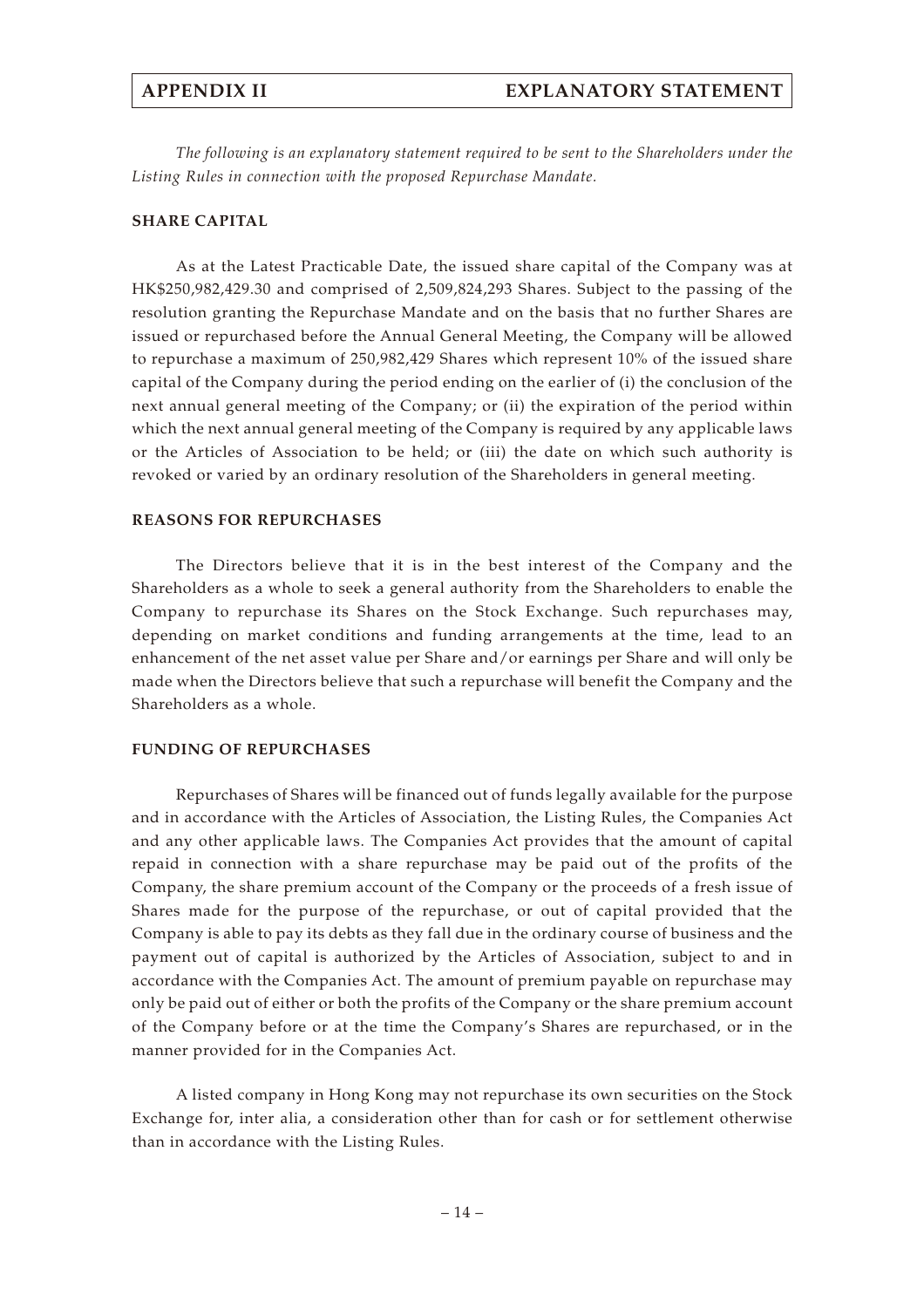# APPENDIX II EXPLANATORY STATEMENT

*The following is an explanatory statement required to be sent to the Shareholders under the Listing Rules in connection with the proposed Repurchase Mandate.*

## SHARE CAPITAL

As at the Latest Practicable Date, the issued share capital of the Company was at HK$250,982,429.30 and comprised of 2,509,824,293 Shares. Subject to the passing of the resolution granting the Repurchase Mandate and on the basis that no further Shares are issued or repurchased before the Annual General Meeting, the Company will be allowed to repurchase a maximum of 250,982,429 Shares which represent 10% of the issued share capital of the Company during the period ending on the earlier of (i) the conclusion of the next annual general meeting of the Company; or (ii) the expiration of the period within which the next annual general meeting of the Company is required by any applicable laws or the Articles of Association to be held; or (iii) the date on which such authority is revoked or varied by an ordinary resolution of the Shareholders in general meeting.

## REASONS FOR REPURCHASES

The Directors believe that it is in the best interest of the Company and the Shareholders as a whole to seek a general authority from the Shareholders to enable the Company to repurchase its Shares on the Stock Exchange. Such repurchases may, depending on market conditions and funding arrangements at the time, lead to an enhancement of the net asset value per Share and/or earnings per Share and will only be made when the Directors believe that such a repurchase will benefit the Company and the Shareholders as a whole.

## FUNDING OF REPURCHASES

Repurchases of Shares will be financed out of funds legally available for the purpose and in accordance with the Articles of Association, the Listing Rules, the Companies Act and any other applicable laws. The Companies Act provides that the amount of capital repaid in connection with a share repurchase may be paid out of the profits of the Company, the share premium account of the Company or the proceeds of a fresh issue of Shares made for the purpose of the repurchase, or out of capital provided that the Company is able to pay its debts as they fall due in the ordinary course of business and the payment out of capital is authorized by the Articles of Association, subject to and in accordance with the Companies Act. The amount of premium payable on repurchase may only be paid out of either or both the profits of the Company or the share premium account of the Company before or at the time the Company's Shares are repurchased, or in the manner provided for in the Companies Act.

A listed company in Hong Kong may not repurchase its own securities on the Stock Exchange for, inter alia, a consideration other than for cash or for settlement otherwise than in accordance with the Listing Rules.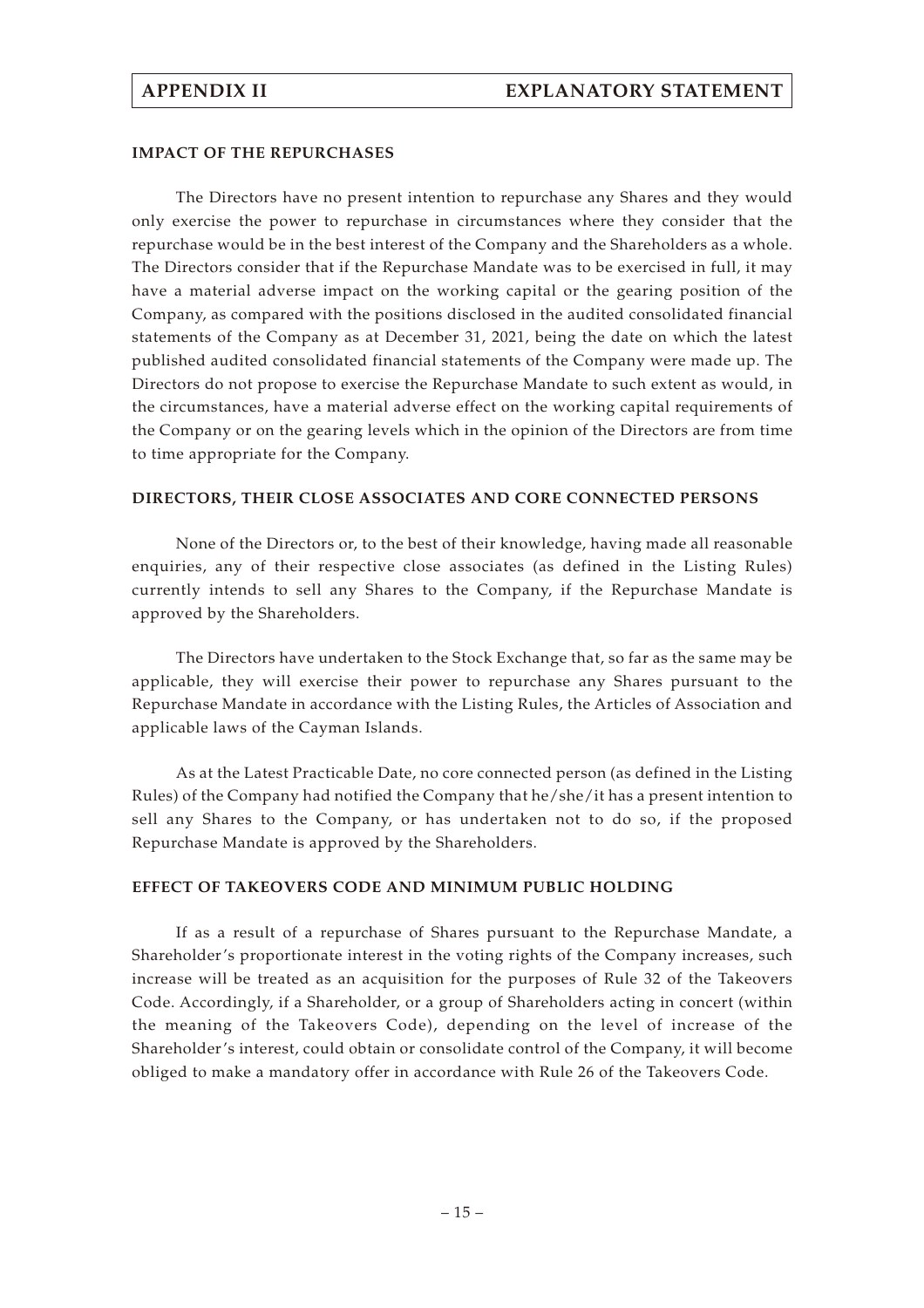## IMPACT OF THE REPURCHASES

The Directors have no present intention to repurchase any Shares and they would only exercise the power to repurchase in circumstances where they consider that the repurchase would be in the best interest of the Company and the Shareholders as a whole. The Directors consider that if the Repurchase Mandate was to be exercised in full, it may have a material adverse impact on the working capital or the gearing position of the Company, as compared with the positions disclosed in the audited consolidated financial statements of the Company as at December 31, 2021, being the date on which the latest published audited consolidated financial statements of the Company were made up. The Directors do not propose to exercise the Repurchase Mandate to such extent as would, in the circumstances, have a material adverse effect on the working capital requirements of the Company or on the gearing levels which in the opinion of the Directors are from time to time appropriate for the Company.

## DIRECTORS, THEIR CLOSE ASSOCIATES AND CORE CONNECTED PERSONS

None of the Directors or, to the best of their knowledge, having made all reasonable enquiries, any of their respective close associates (as defined in the Listing Rules) currently intends to sell any Shares to the Company, if the Repurchase Mandate is approved by the Shareholders.

The Directors have undertaken to the Stock Exchange that, so far as the same may be applicable, they will exercise their power to repurchase any Shares pursuant to the Repurchase Mandate in accordance with the Listing Rules, the Articles of Association and applicable laws of the Cayman Islands.

As at the Latest Practicable Date, no core connected person (as defined in the Listing Rules) of the Company had notified the Company that he/she/it has a present intention to sell any Shares to the Company, or has undertaken not to do so, if the proposed Repurchase Mandate is approved by the Shareholders.

## EFFECT OF TAKEOVERS CODE AND MINIMUM PUBLIC HOLDING

If as a result of a repurchase of Shares pursuant to the Repurchase Mandate, a Shareholder's proportionate interest in the voting rights of the Company increases, such increase will be treated as an acquisition for the purposes of Rule 32 of the Takeovers Code. Accordingly, if a Shareholder, or a group of Shareholders acting in concert (within the meaning of the Takeovers Code), depending on the level of increase of the Shareholder's interest, could obtain or consolidate control of the Company, it will become obliged to make a mandatory offer in accordance with Rule 26 of the Takeovers Code.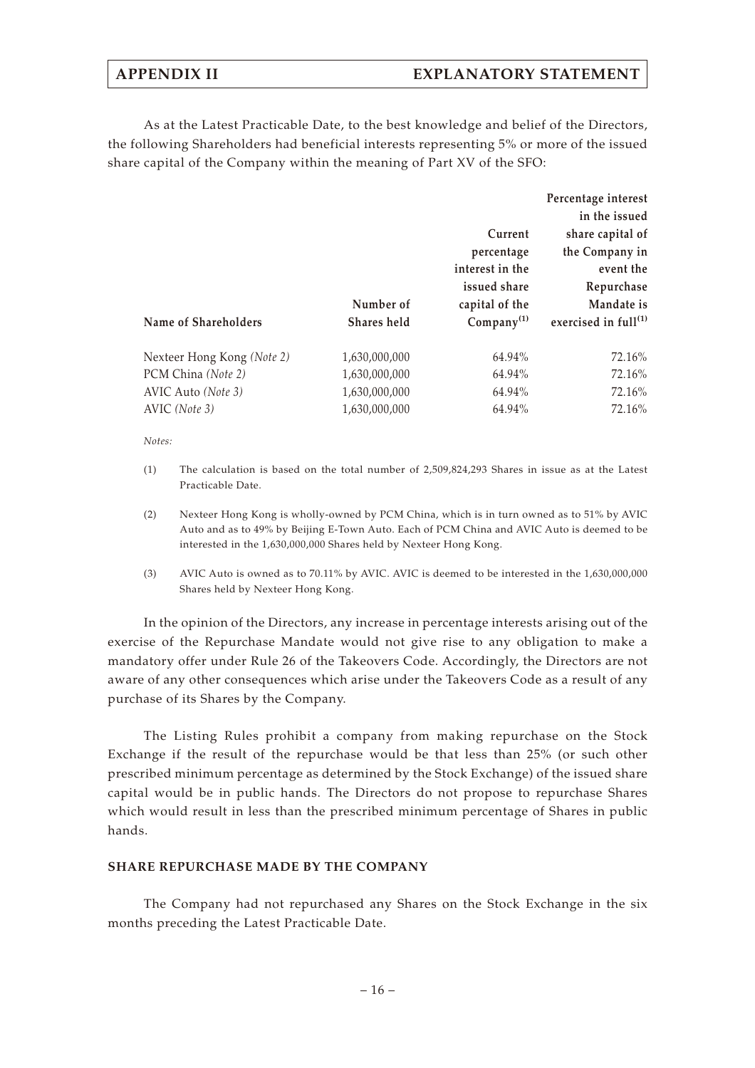As at the Latest Practicable Date, to the best knowledge and belief of the Directors, the following Shareholders had beneficial interests representing 5% or more of the issued share capital of the Company within the meaning of Part XV of the SFO:

| Name of Shareholders | Number of Shares held | Current percentage interest in the issued share capital of the Company[(1)] | Percentage interest in the issued share capital of the Company in event the Repurchase Mandate is exercised in full[(1)] |
|---|---|---|---|
| Nexteer Hong Kong *(Note 2)* | 1,630,000,000 | 64.94% | 72.16% |
| PCM China *(Note 2)* | 1,630,000,000 | 64.94% | 72.16% |
| AVIC Auto *(Note 3)* | 1,630,000,000 | 64.94% | 72.16% |
| AVIC *(Note 3)* | 1,630,000,000 | 64.94% | 72.16% |

*Notes:*

(1) The calculation is based on the total number of 2,509,824,293 Shares in issue as at the Latest Practicable Date.

(2) Nexteer Hong Kong is wholly-owned by PCM China, which is in turn owned as to 51% by AVIC Auto and as to 49% by Beijing E-Town Auto. Each of PCM China and AVIC Auto is deemed to be interested in the 1,630,000,000 Shares held by Nexteer Hong Kong.

(3) AVIC Auto is owned as to 70.11% by AVIC. AVIC is deemed to be interested in the 1,630,000,000 Shares held by Nexteer Hong Kong.

In the opinion of the Directors, any increase in percentage interests arising out of the exercise of the Repurchase Mandate would not give rise to any obligation to make a mandatory offer under Rule 26 of the Takeovers Code. Accordingly, the Directors are not aware of any other consequences which arise under the Takeovers Code as a result of any purchase of its Shares by the Company.

The Listing Rules prohibit a company from making repurchase on the Stock Exchange if the result of the repurchase would be that less than 25% (or such other prescribed minimum percentage as determined by the Stock Exchange) of the issued share capital would be in public hands. The Directors do not propose to repurchase Shares which would result in less than the prescribed minimum percentage of Shares in public hands.

## SHARE REPURCHASE MADE BY THE COMPANY

The Company had not repurchased any Shares on the Stock Exchange in the six months preceding the Latest Practicable Date.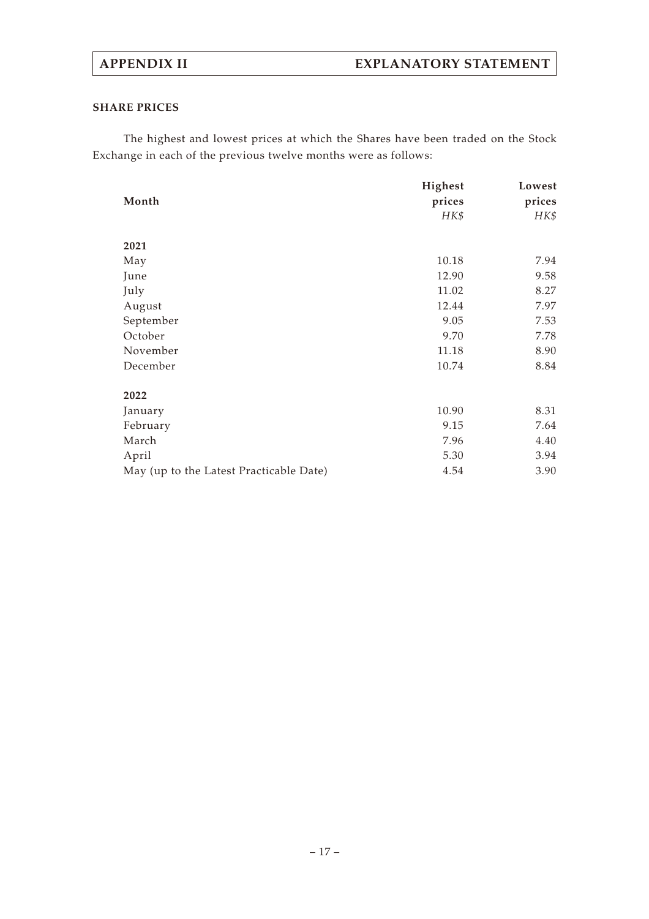## SHARE PRICES

The highest and lowest prices at which the Shares have been traded on the Stock Exchange in each of the previous twelve months were as follows:

| Month | Highest prices | Lowest prices |
|---|---|---|
| | *HK$* | *HK$* |
| **2021** | | |
| May | 10.18 | 7.94 |
| June | 12.90 | 9.58 |
| July | 11.02 | 8.27 |
| August | 12.44 | 7.97 |
| September | 9.05 | 7.53 |
| October | 9.70 | 7.78 |
| November | 11.18 | 8.90 |
| December | 10.74 | 8.84 |
| **2022** | | |
| January | 10.90 | 8.31 |
| February | 9.15 | 7.64 |
| March | 7.96 | 4.40 |
| April | 5.30 | 3.94 |
| May (up to the Latest Practicable Date) | 4.54 | 3.90 |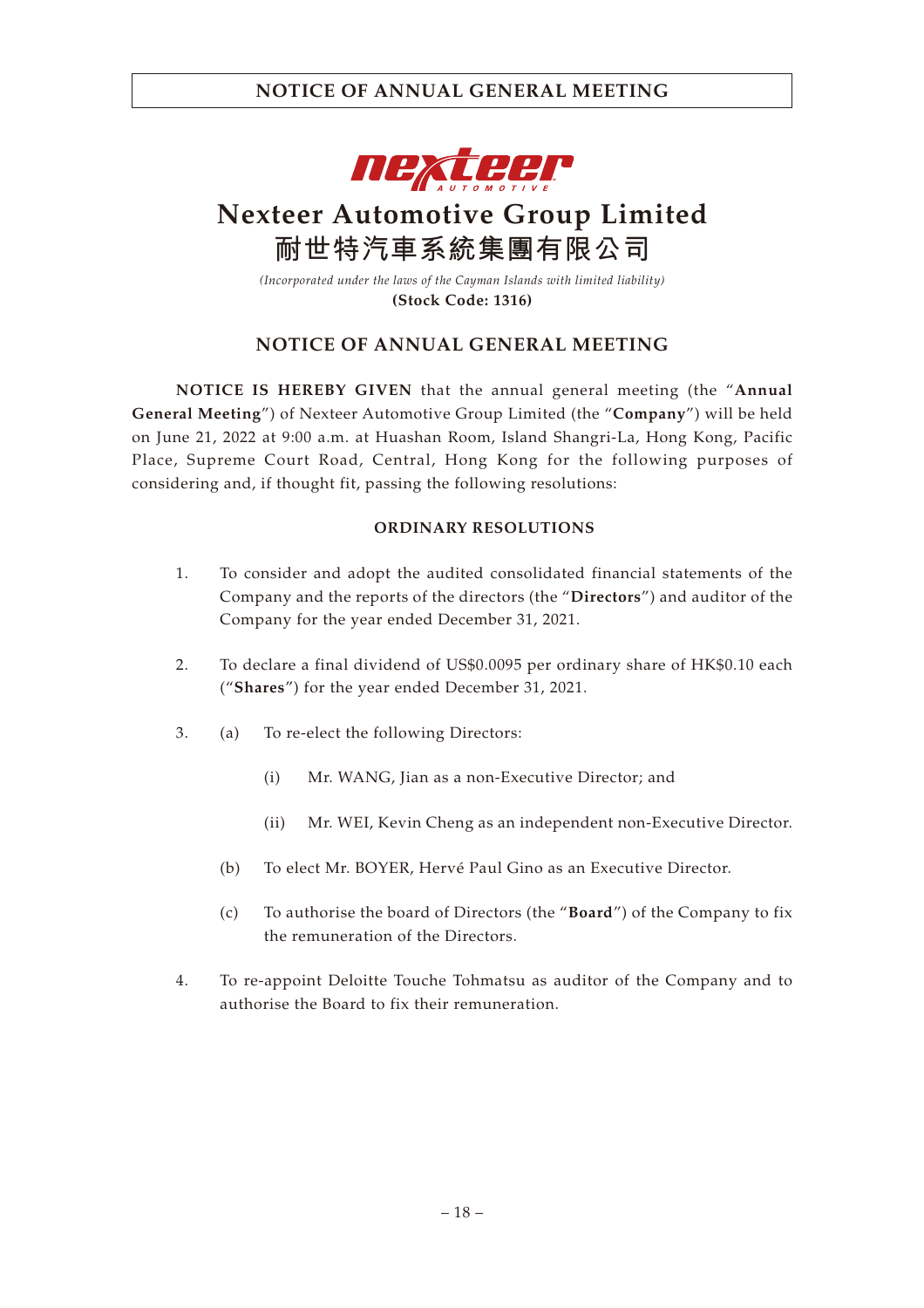# Nexteer Automotive Group Limited
# 耐世特汽車系統集團有限公司

*(Incorporated under the laws of the Cayman Islands with limited liability)*

**(Stock Code: 1316)**

## NOTICE OF ANNUAL GENERAL MEETING

**NOTICE IS HEREBY GIVEN** that the annual general meeting (the "**Annual General Meeting**") of Nexteer Automotive Group Limited (the "**Company**") will be held on June 21, 2022 at 9:00 a.m. at Huashan Room, Island Shangri-La, Hong Kong, Pacific Place, Supreme Court Road, Central, Hong Kong for the following purposes of considering and, if thought fit, passing the following resolutions:

### ORDINARY RESOLUTIONS

1. To consider and adopt the audited consolidated financial statements of the Company and the reports of the directors (the "**Directors**") and auditor of the Company for the year ended December 31, 2021.

2. To declare a final dividend of US$0.0095 per ordinary share of HK$0.10 each ("**Shares**") for the year ended December 31, 2021.

3. (a) To re-elect the following Directors:

   (i) Mr. WANG, Jian as a non-Executive Director; and

   (ii) Mr. WEI, Kevin Cheng as an independent non-Executive Director.

   (b) To elect Mr. BOYER, Hervé Paul Gino as an Executive Director.

   (c) To authorise the board of Directors (the "**Board**") of the Company to fix the remuneration of the Directors.

4. To re-appoint Deloitte Touche Tohmatsu as auditor of the Company and to authorise the Board to fix their remuneration.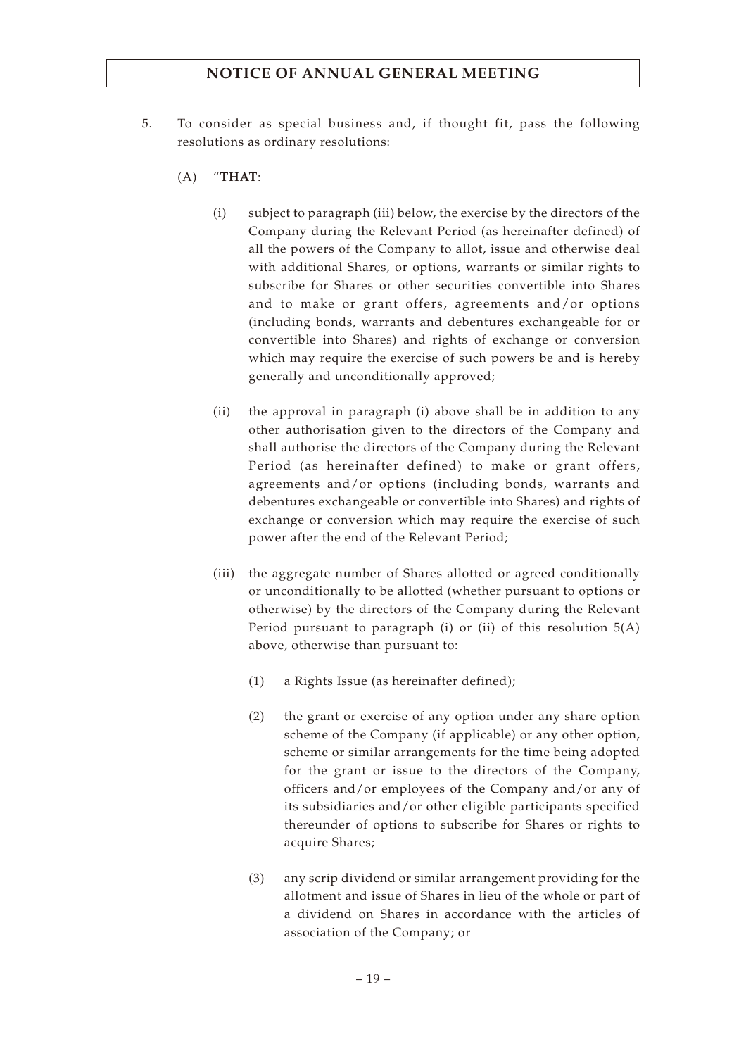5. To consider as special business and, if thought fit, pass the following resolutions as ordinary resolutions:

   (A) "**THAT**:

   (i) subject to paragraph (iii) below, the exercise by the directors of the Company during the Relevant Period (as hereinafter defined) of all the powers of the Company to allot, issue and otherwise deal with additional Shares, or options, warrants or similar rights to subscribe for Shares or other securities convertible into Shares and to make or grant offers, agreements and/or options (including bonds, warrants and debentures exchangeable for or convertible into Shares) and rights of exchange or conversion which may require the exercise of such powers be and is hereby generally and unconditionally approved;

   (ii) the approval in paragraph (i) above shall be in addition to any other authorisation given to the directors of the Company and shall authorise the directors of the Company during the Relevant Period (as hereinafter defined) to make or grant offers, agreements and/or options (including bonds, warrants and debentures exchangeable or convertible into Shares) and rights of exchange or conversion which may require the exercise of such power after the end of the Relevant Period;

   (iii) the aggregate number of Shares allotted or agreed conditionally or unconditionally to be allotted (whether pursuant to options or otherwise) by the directors of the Company during the Relevant Period pursuant to paragraph (i) or (ii) of this resolution 5(A) above, otherwise than pursuant to:

   (1) a Rights Issue (as hereinafter defined);

   (2) the grant or exercise of any option under any share option scheme of the Company (if applicable) or any other option, scheme or similar arrangements for the time being adopted for the grant or issue to the directors of the Company, officers and/or employees of the Company and/or any of its subsidiaries and/or other eligible participants specified thereunder of options to subscribe for Shares or rights to acquire Shares;

   (3) any scrip dividend or similar arrangement providing for the allotment and issue of Shares in lieu of the whole or part of a dividend on Shares in accordance with the articles of association of the Company; or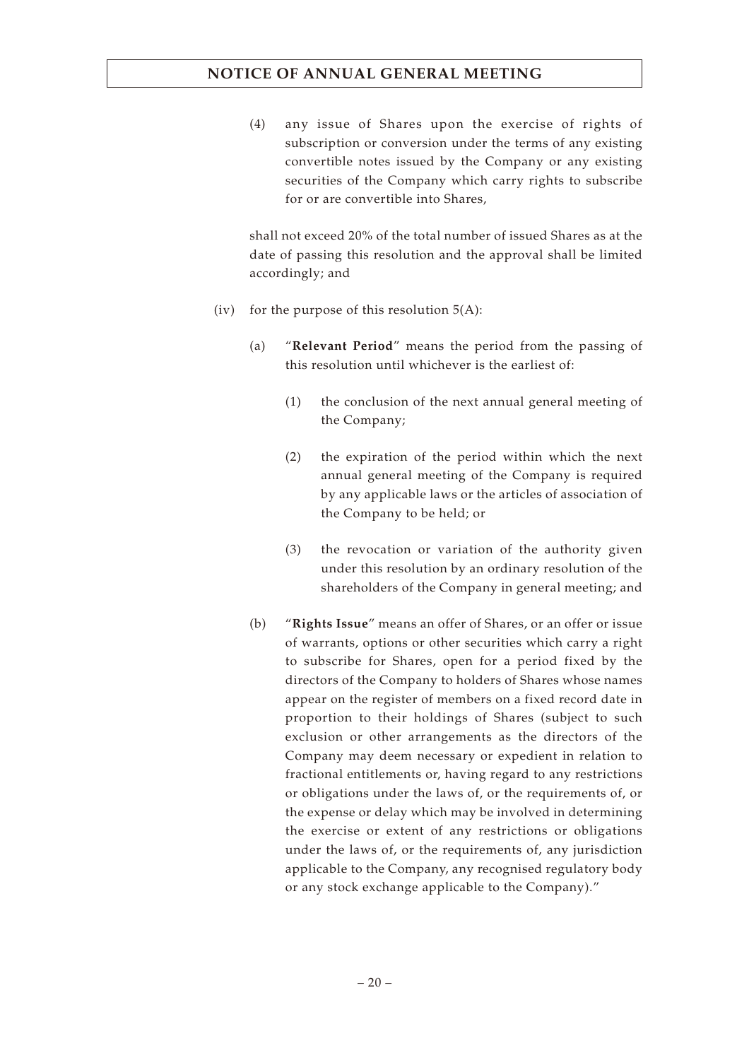(4) any issue of Shares upon the exercise of rights of subscription or conversion under the terms of any existing convertible notes issued by the Company or any existing securities of the Company which carry rights to subscribe for or are convertible into Shares,

shall not exceed 20% of the total number of issued Shares as at the date of passing this resolution and the approval shall be limited accordingly; and

(iv) for the purpose of this resolution 5(A):

(a) "**Relevant Period**" means the period from the passing of this resolution until whichever is the earliest of:

(1) the conclusion of the next annual general meeting of the Company;

(2) the expiration of the period within which the next annual general meeting of the Company is required by any applicable laws or the articles of association of the Company to be held; or

(3) the revocation or variation of the authority given under this resolution by an ordinary resolution of the shareholders of the Company in general meeting; and

(b) "**Rights Issue**" means an offer of Shares, or an offer or issue of warrants, options or other securities which carry a right to subscribe for Shares, open for a period fixed by the directors of the Company to holders of Shares whose names appear on the register of members on a fixed record date in proportion to their holdings of Shares (subject to such exclusion or other arrangements as the directors of the Company may deem necessary or expedient in relation to fractional entitlements or, having regard to any restrictions or obligations under the laws of, or the requirements of, or the expense or delay which may be involved in determining the exercise or extent of any restrictions or obligations under the laws of, or the requirements of, any jurisdiction applicable to the Company, any recognised regulatory body or any stock exchange applicable to the Company)."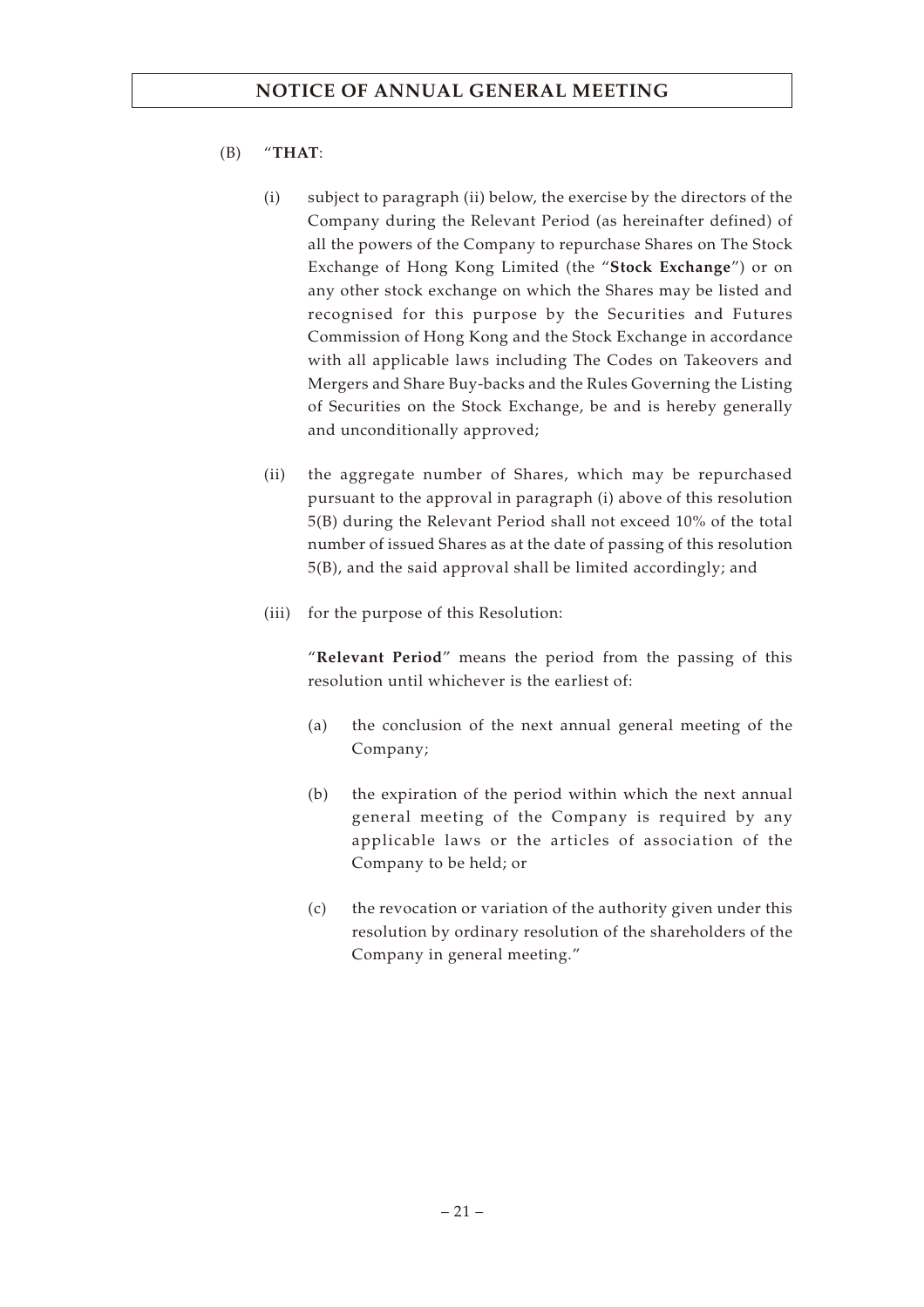(B) "**THAT**:

(i) subject to paragraph (ii) below, the exercise by the directors of the Company during the Relevant Period (as hereinafter defined) of all the powers of the Company to repurchase Shares on The Stock Exchange of Hong Kong Limited (the "**Stock Exchange**") or on any other stock exchange on which the Shares may be listed and recognised for this purpose by the Securities and Futures Commission of Hong Kong and the Stock Exchange in accordance with all applicable laws including The Codes on Takeovers and Mergers and Share Buy-backs and the Rules Governing the Listing of Securities on the Stock Exchange, be and is hereby generally and unconditionally approved;

(ii) the aggregate number of Shares, which may be repurchased pursuant to the approval in paragraph (i) above of this resolution 5(B) during the Relevant Period shall not exceed 10% of the total number of issued Shares as at the date of passing of this resolution 5(B), and the said approval shall be limited accordingly; and

(iii) for the purpose of this Resolution:

"**Relevant Period**" means the period from the passing of this resolution until whichever is the earliest of:

(a) the conclusion of the next annual general meeting of the Company;

(b) the expiration of the period within which the next annual general meeting of the Company is required by any applicable laws or the articles of association of the Company to be held; or

(c) the revocation or variation of the authority given under this resolution by ordinary resolution of the shareholders of the Company in general meeting."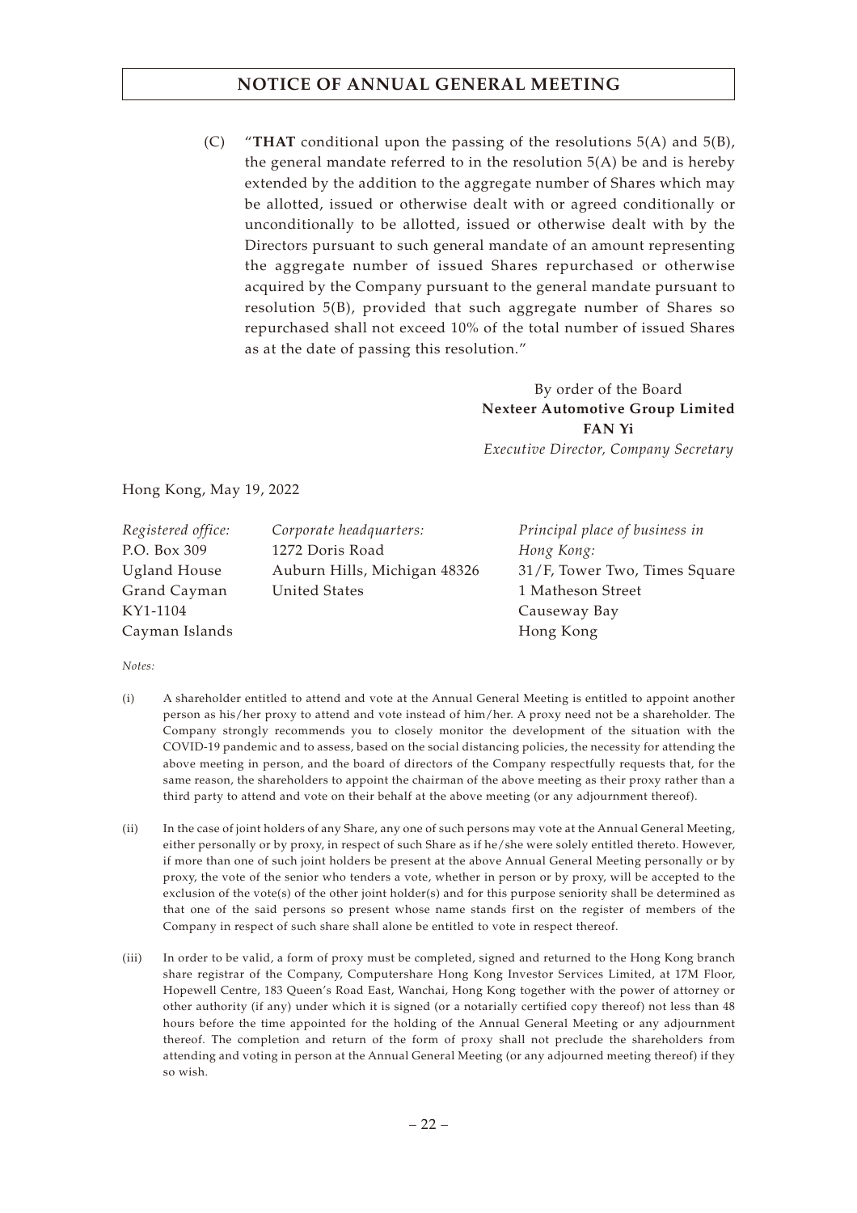(C) "**THAT** conditional upon the passing of the resolutions 5(A) and 5(B), the general mandate referred to in the resolution 5(A) be and is hereby extended by the addition to the aggregate number of Shares which may be allotted, issued or otherwise dealt with or agreed conditionally or unconditionally to be allotted, issued or otherwise dealt with by the Directors pursuant to such general mandate of an amount representing the aggregate number of issued Shares repurchased or otherwise acquired by the Company pursuant to the general mandate pursuant to resolution 5(B), provided that such aggregate number of Shares so repurchased shall not exceed 10% of the total number of issued Shares as at the date of passing this resolution."

By order of the Board
**Nexteer Automotive Group Limited**
**FAN Yi**
*Executive Director, Company Secretary*

Hong Kong, May 19, 2022

*Registered office:*
P.O. Box 309
Ugland House
Grand Cayman
KY1-1104
Cayman Islands

*Corporate headquarters:*
1272 Doris Road
Auburn Hills, Michigan 48326
United States

*Principal place of business in Hong Kong:*
31/F, Tower Two, Times Square
1 Matheson Street
Causeway Bay
Hong Kong

*Notes:*

(i) A shareholder entitled to attend and vote at the Annual General Meeting is entitled to appoint another person as his/her proxy to attend and vote instead of him/her. A proxy need not be a shareholder. The Company strongly recommends you to closely monitor the development of the situation with the COVID-19 pandemic and to assess, based on the social distancing policies, the necessity for attending the above meeting in person, and the board of directors of the Company respectfully requests that, for the same reason, the shareholders to appoint the chairman of the above meeting as their proxy rather than a third party to attend and vote on their behalf at the above meeting (or any adjournment thereof).

(ii) In the case of joint holders of any Share, any one of such persons may vote at the Annual General Meeting, either personally or by proxy, in respect of such Share as if he/she were solely entitled thereto. However, if more than one of such joint holders be present at the above Annual General Meeting personally or by proxy, the vote of the senior who tenders a vote, whether in person or by proxy, will be accepted to the exclusion of the vote(s) of the other joint holder(s) and for this purpose seniority shall be determined as that one of the said persons so present whose name stands first on the register of members of the Company in respect of such share shall alone be entitled to vote in respect thereof.

(iii) In order to be valid, a form of proxy must be completed, signed and returned to the Hong Kong branch share registrar of the Company, Computershare Hong Kong Investor Services Limited, at 17M Floor, Hopewell Centre, 183 Queen's Road East, Wanchai, Hong Kong together with the power of attorney or other authority (if any) under which it is signed (or a notarially certified copy thereof) not less than 48 hours before the time appointed for the holding of the Annual General Meeting or any adjournment thereof. The completion and return of the form of proxy shall not preclude the shareholders from attending and voting in person at the Annual General Meeting (or any adjourned meeting thereof) if they so wish.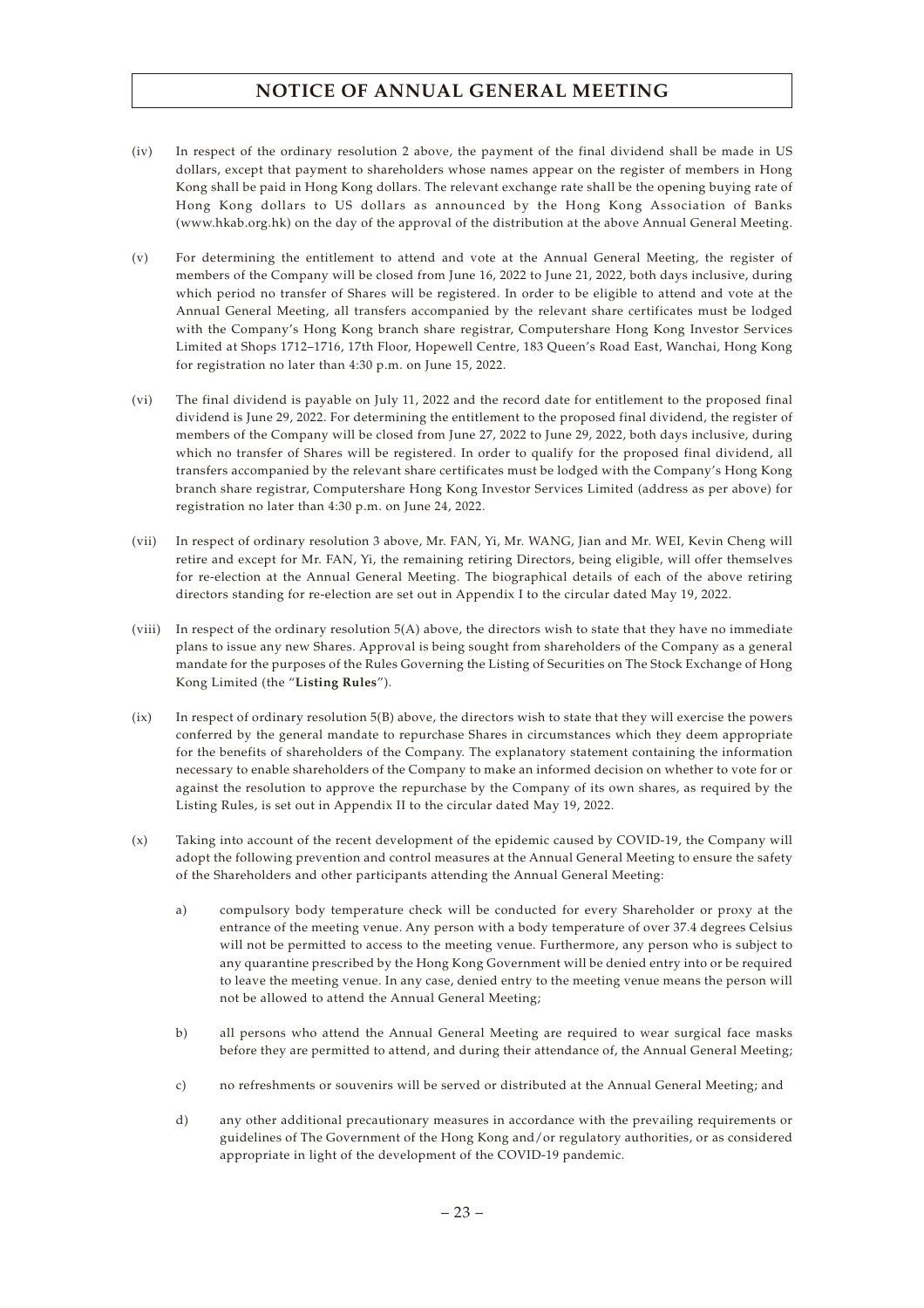# NOTICE OF ANNUAL GENERAL MEETING

(iv) In respect of the ordinary resolution 2 above, the payment of the final dividend shall be made in US dollars, except that payment to shareholders whose names appear on the register of members in Hong Kong shall be paid in Hong Kong dollars. The relevant exchange rate shall be the opening buying rate of Hong Kong dollars to US dollars as announced by the Hong Kong Association of Banks (www.hkab.org.hk) on the day of the approval of the distribution at the above Annual General Meeting.

(v) For determining the entitlement to attend and vote at the Annual General Meeting, the register of members of the Company will be closed from June 16, 2022 to June 21, 2022, both days inclusive, during which period no transfer of Shares will be registered. In order to be eligible to attend and vote at the Annual General Meeting, all transfers accompanied by the relevant share certificates must be lodged with the Company's Hong Kong branch share registrar, Computershare Hong Kong Investor Services Limited at Shops 1712–1716, 17th Floor, Hopewell Centre, 183 Queen's Road East, Wanchai, Hong Kong for registration no later than 4:30 p.m. on June 15, 2022.

(vi) The final dividend is payable on July 11, 2022 and the record date for entitlement to the proposed final dividend is June 29, 2022. For determining the entitlement to the proposed final dividend, the register of members of the Company will be closed from June 27, 2022 to June 29, 2022, both days inclusive, during which no transfer of Shares will be registered. In order to qualify for the proposed final dividend, all transfers accompanied by the relevant share certificates must be lodged with the Company's Hong Kong branch share registrar, Computershare Hong Kong Investor Services Limited (address as per above) for registration no later than 4:30 p.m. on June 24, 2022.

(vii) In respect of ordinary resolution 3 above, Mr. FAN, Yi, Mr. WANG, Jian and Mr. WEI, Kevin Cheng will retire and except for Mr. FAN, Yi, the remaining retiring Directors, being eligible, will offer themselves for re-election at the Annual General Meeting. The biographical details of each of the above retiring directors standing for re-election are set out in Appendix I to the circular dated May 19, 2022.

(viii) In respect of the ordinary resolution 5(A) above, the directors wish to state that they have no immediate plans to issue any new Shares. Approval is being sought from shareholders of the Company as a general mandate for the purposes of the Rules Governing the Listing of Securities on The Stock Exchange of Hong Kong Limited (the "**Listing Rules**").

(ix) In respect of ordinary resolution 5(B) above, the directors wish to state that they will exercise the powers conferred by the general mandate to repurchase Shares in circumstances which they deem appropriate for the benefits of shareholders of the Company. The explanatory statement containing the information necessary to enable shareholders of the Company to make an informed decision on whether to vote for or against the resolution to approve the repurchase by the Company of its own shares, as required by the Listing Rules, is set out in Appendix II to the circular dated May 19, 2022.

(x) Taking into account of the recent development of the epidemic caused by COVID-19, the Company will adopt the following prevention and control measures at the Annual General Meeting to ensure the safety of the Shareholders and other participants attending the Annual General Meeting:

   a) compulsory body temperature check will be conducted for every Shareholder or proxy at the entrance of the meeting venue. Any person with a body temperature of over 37.4 degrees Celsius will not be permitted to access to the meeting venue. Furthermore, any person who is subject to any quarantine prescribed by the Hong Kong Government will be denied entry into or be required to leave the meeting venue. In any case, denied entry to the meeting venue means the person will not be allowed to attend the Annual General Meeting;

   b) all persons who attend the Annual General Meeting are required to wear surgical face masks before they are permitted to attend, and during their attendance of, the Annual General Meeting;

   c) no refreshments or souvenirs will be served or distributed at the Annual General Meeting; and

   d) any other additional precautionary measures in accordance with the prevailing requirements or guidelines of The Government of the Hong Kong and/or regulatory authorities, or as considered appropriate in light of the development of the COVID-19 pandemic.